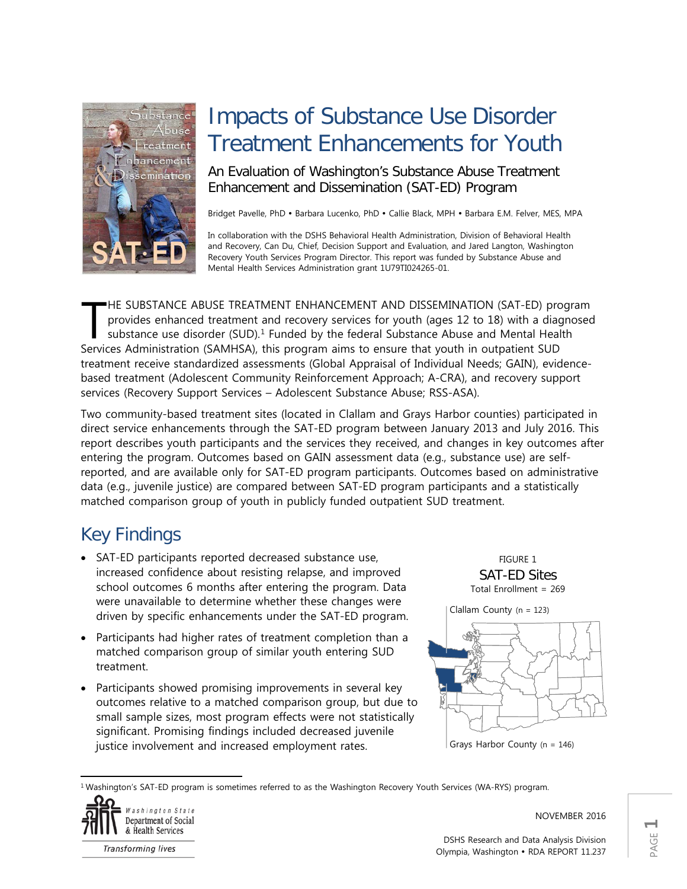# Impacts of Substance Use Disorder Treatment Enhancements for Youth

## An Evaluation of Washington's Substance Abuse Treatment Enhancement and Dissemination (SAT-ED) Program

Bridget Pavelle, PhD • Barbara Lucenko, PhD • Callie Black, MPH • Barbara E.M. Felver, MES, MPA

In collaboration with the DSHS Behavioral Health Administration, Division of Behavioral Health and Recovery, Can Du, Chief, Decision Support and Evaluation, and Jared Langton, Washington Recovery Youth Services Program Director. This report was funded by Substance Abuse and Mental Health Services Administration grant 1U79TI024265-01.

THE SUBSTANCE ABUSE TREATMENT ENHANCEMENT AND DISSEMINATION (SAT-ED) program provides enhanced treatment and recovery services for youth (ages 12 to 18) with a diagnosed substance use disorder (SUD).[1] Funded by the federal Substance Abuse and Mental Health Services Administration (SAMHSA), this program aims to ensure that youth in outpatient SUD treatment receive standardized assessments (Global Appraisal of Individual Needs; GAIN), evidence-based treatment (Adolescent Community Reinforcement Approach; A-CRA), and recovery support services (Recovery Support Services – Adolescent Substance Abuse; RSS-ASA).

Two community-based treatment sites (located in Clallam and Grays Harbor counties) participated in direct service enhancements through the SAT-ED program between January 2013 and July 2016. This report describes youth participants and the services they received, and changes in key outcomes after entering the program. Outcomes based on GAIN assessment data (e.g., substance use) are self-reported, and are available only for SAT-ED program participants. Outcomes based on administrative data (e.g., juvenile justice) are compared between SAT-ED program participants and a statistically matched comparison group of youth in publicly funded outpatient SUD treatment.

## Key Findings

- SAT-ED participants reported decreased substance use, increased confidence about resisting relapse, and improved school outcomes 6 months after entering the program. Data were unavailable to determine whether these changes were driven by specific enhancements under the SAT-ED program.
- Participants had higher rates of treatment completion than a matched comparison group of similar youth entering SUD treatment.
- Participants showed promising improvements in several key outcomes relative to a matched comparison group, but due to small sample sizes, most program effects were not statistically significant. Promising findings included decreased juvenile justice involvement and increased employment rates.

FIGURE 1
SAT-ED Sites
Total Enrollment = 269

Clallam County (n = 123)

Grays Harbor County (n = 146)

[1] Washington's SAT-ED program is sometimes referred to as the Washington Recovery Youth Services (WA-RYS) program.

NOVEMBER 2016

DSHS Research and Data Analysis Division
Olympia, Washington • RDA REPORT 11.237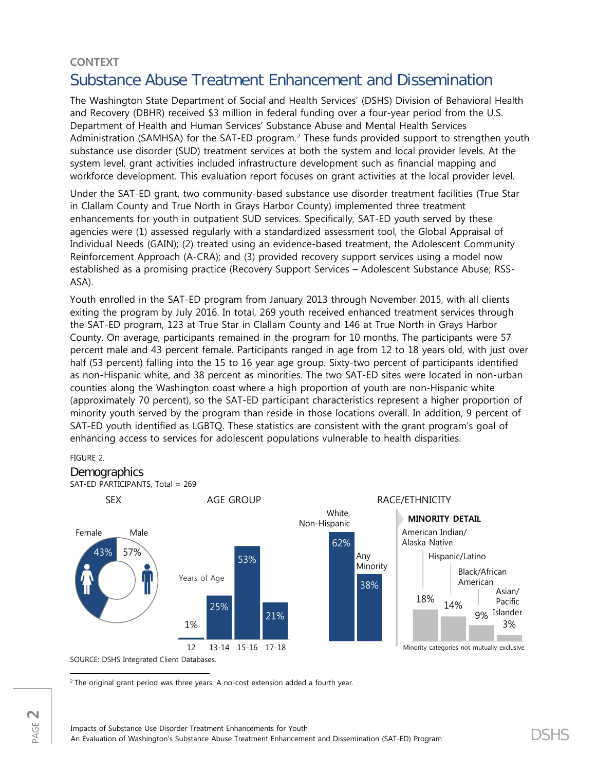CONTEXT

## Substance Abuse Treatment Enhancement and Dissemination

The Washington State Department of Social and Health Services' (DSHS) Division of Behavioral Health and Recovery (DBHR) received $3 million in federal funding over a four-year period from the U.S. Department of Health and Human Services' Substance Abuse and Mental Health Services Administration (SAMHSA) for the SAT-ED program.[2] These funds provided support to strengthen youth substance use disorder (SUD) treatment services at both the system and local provider levels. At the system level, grant activities included infrastructure development such as financial mapping and workforce development. This evaluation report focuses on grant activities at the local provider level.

Under the SAT-ED grant, two community-based substance use disorder treatment facilities (True Star in Clallam County and True North in Grays Harbor County) implemented three treatment enhancements for youth in outpatient SUD services. Specifically, SAT-ED youth served by these agencies were (1) assessed regularly with a standardized assessment tool, the Global Appraisal of Individual Needs (GAIN); (2) treated using an evidence-based treatment, the Adolescent Community Reinforcement Approach (A-CRA); and (3) provided recovery support services using a model now established as a promising practice (Recovery Support Services – Adolescent Substance Abuse; RSS-ASA).

Youth enrolled in the SAT-ED program from January 2013 through November 2015, with all clients exiting the program by July 2016. In total, 269 youth received enhanced treatment services through the SAT-ED program, 123 at True Star in Clallam County and 146 at True North in Grays Harbor County. On average, participants remained in the program for 10 months. The participants were 57 percent male and 43 percent female. Participants ranged in age from 12 to 18 years old, with just over half (53 percent) falling into the 15 to 16 year age group. Sixty-two percent of participants identified as non-Hispanic white, and 38 percent as minorities. The two SAT-ED sites were located in non-urban counties along the Washington coast where a high proportion of youth are non-Hispanic white (approximately 70 percent), so the SAT-ED participant characteristics represent a higher proportion of minority youth served by the program than reside in those locations overall. In addition, 9 percent of SAT-ED youth identified as LGBTQ. These statistics are consistent with the grant program's goal of enhancing access to services for adolescent populations vulnerable to health disparities.

FIGURE 2.

### Demographics

SAT-ED PARTICIPANTS, Total = 269

**SEX**

| Sex | Percent |
|---|---|
| Female | 43% |
| Male | 57% |

**AGE GROUP** (Years of Age)

| 12 | 13-14 | 15-16 | 17-18 |
|---|---|---|---|
| 1% | 25% | 53% | 21% |

**RACE/ETHNICITY**

| Category | Percent |
|---|---|
| White, Non-Hispanic | 62% |
| Any Minority | 38% |

**MINORITY DETAIL**

| American Indian/ Alaska Native | Hispanic/Latino | Black/African American | Asian/ Pacific Islander |
|---|---|---|---|
| 18% | 14% | 9% | 3% |

Minority categories not mutually exclusive.

SOURCE: DSHS Integrated Client Databases.

[2] The original grant period was three years. A no-cost extension added a fourth year.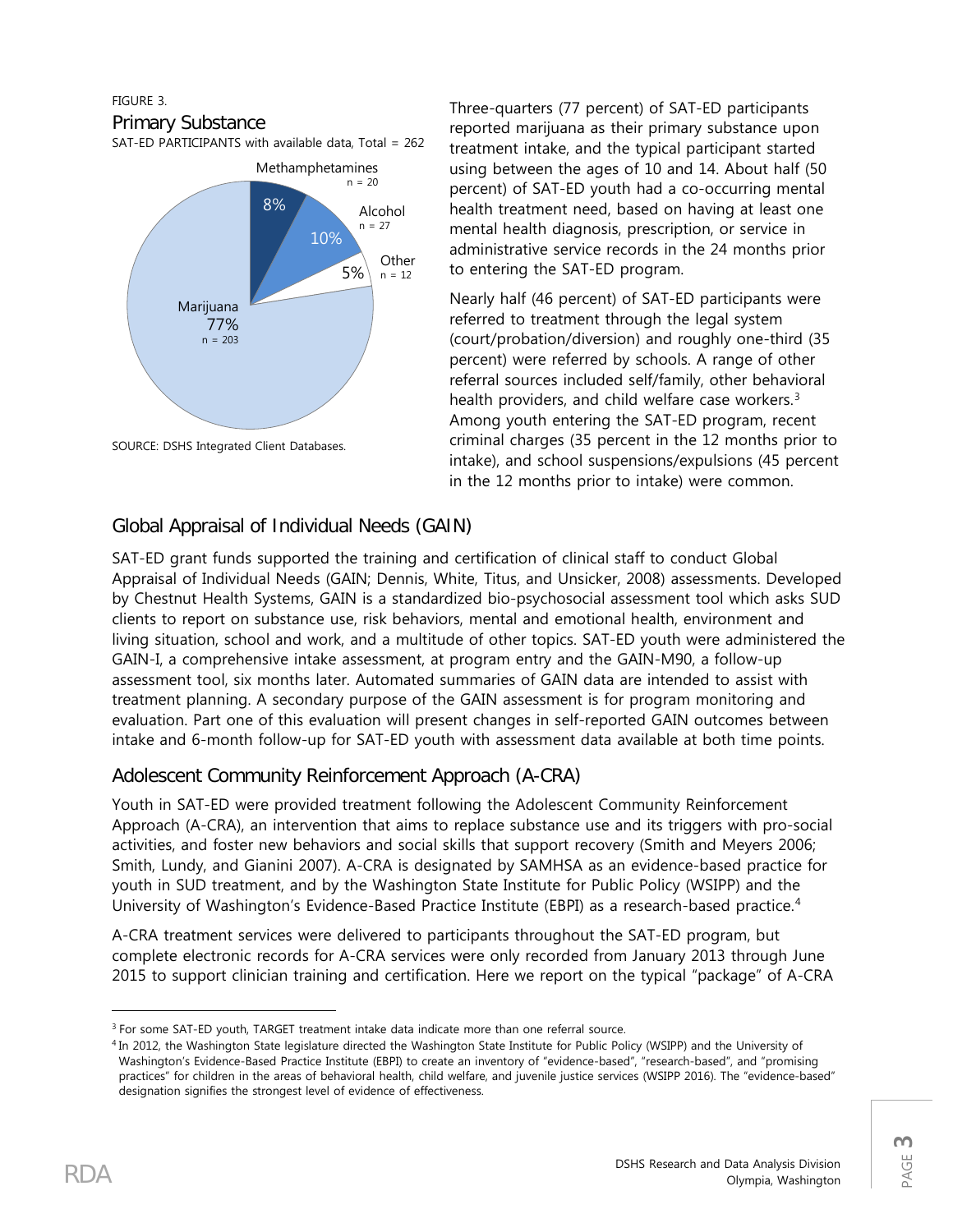FIGURE 3.

**Primary Substance**

SAT-ED PARTICIPANTS with available data, Total = 262

| Primary Substance | Percent | n |
|---|---|---|
| Marijuana | 77% | 203 |
| Alcohol | 10% | 27 |
| Methamphetamines | 8% | 20 |
| Other | 5% | 12 |

SOURCE: DSHS Integrated Client Databases.

Three-quarters (77 percent) of SAT-ED participants reported marijuana as their primary substance upon treatment intake, and the typical participant started using between the ages of 10 and 14. About half (50 percent) of SAT-ED youth had a co-occurring mental health treatment need, based on having at least one mental health diagnosis, prescription, or service in administrative service records in the 24 months prior to entering the SAT-ED program.

Nearly half (46 percent) of SAT-ED participants were referred to treatment through the legal system (court/probation/diversion) and roughly one-third (35 percent) were referred by schools. A range of other referral sources included self/family, other behavioral health providers, and child welfare case workers.[3] Among youth entering the SAT-ED program, recent criminal charges (35 percent in the 12 months prior to intake), and school suspensions/expulsions (45 percent in the 12 months prior to intake) were common.

## Global Appraisal of Individual Needs (GAIN)

SAT-ED grant funds supported the training and certification of clinical staff to conduct Global Appraisal of Individual Needs (GAIN; Dennis, White, Titus, and Unsicker, 2008) assessments. Developed by Chestnut Health Systems, GAIN is a standardized bio-psychosocial assessment tool which asks SUD clients to report on substance use, risk behaviors, mental and emotional health, environment and living situation, school and work, and a multitude of other topics. SAT-ED youth were administered the GAIN-I, a comprehensive intake assessment, at program entry and the GAIN-M90, a follow-up assessment tool, six months later. Automated summaries of GAIN data are intended to assist with treatment planning. A secondary purpose of the GAIN assessment is for program monitoring and evaluation. Part one of this evaluation will present changes in self-reported GAIN outcomes between intake and 6-month follow-up for SAT-ED youth with assessment data available at both time points.

## Adolescent Community Reinforcement Approach (A-CRA)

Youth in SAT-ED were provided treatment following the Adolescent Community Reinforcement Approach (A-CRA), an intervention that aims to replace substance use and its triggers with pro-social activities, and foster new behaviors and social skills that support recovery (Smith and Meyers 2006; Smith, Lundy, and Gianini 2007). A-CRA is designated by SAMHSA as an evidence-based practice for youth in SUD treatment, and by the Washington State Institute for Public Policy (WSIPP) and the University of Washington's Evidence-Based Practice Institute (EBPI) as a research-based practice.[4]

A-CRA treatment services were delivered to participants throughout the SAT-ED program, but complete electronic records for A-CRA services were only recorded from January 2013 through June 2015 to support clinician training and certification. Here we report on the typical "package" of A-CRA

---

[3] For some SAT-ED youth, TARGET treatment intake data indicate more than one referral source.

[4] In 2012, the Washington State legislature directed the Washington State Institute for Public Policy (WSIPP) and the University of Washington's Evidence-Based Practice Institute (EBPI) to create an inventory of "evidence-based", "research-based", and "promising practices" for children in the areas of behavioral health, child welfare, and juvenile justice services (WSIPP 2016). The "evidence-based" designation signifies the strongest level of evidence of effectiveness.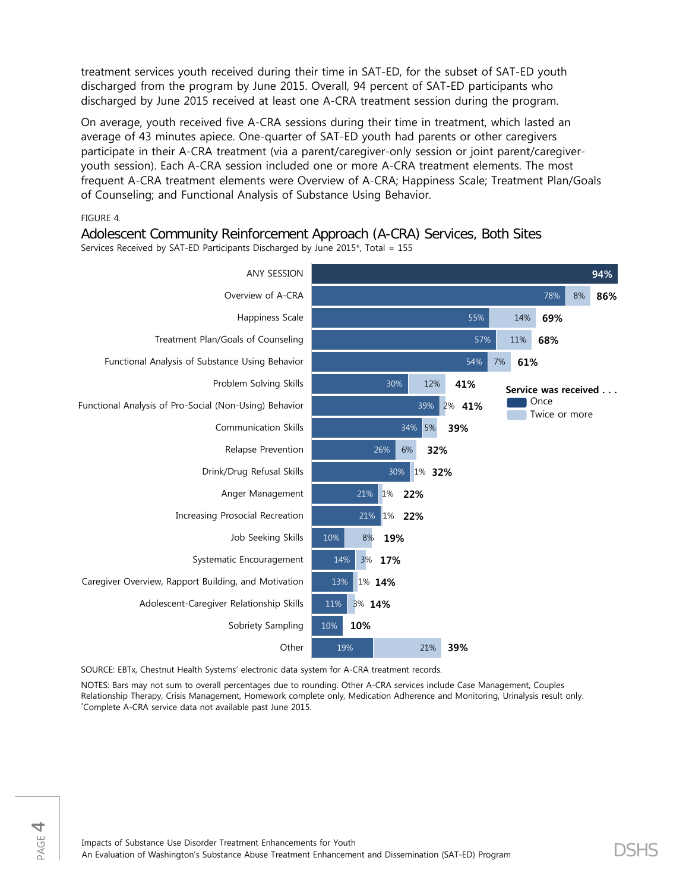treatment services youth received during their time in SAT-ED, for the subset of SAT-ED youth discharged from the program by June 2015. Overall, 94 percent of SAT-ED participants who discharged by June 2015 received at least one A-CRA treatment session during the program.

On average, youth received five A-CRA sessions during their time in treatment, which lasted an average of 43 minutes apiece. One-quarter of SAT-ED youth had parents or other caregivers participate in their A-CRA treatment (via a parent/caregiver-only session or joint parent/caregiver-youth session). Each A-CRA session included one or more A-CRA treatment elements. The most frequent A-CRA treatment elements were Overview of A-CRA; Happiness Scale; Treatment Plan/Goals of Counseling; and Functional Analysis of Substance Using Behavior.

FIGURE 4.

## Adolescent Community Reinforcement Approach (A-CRA) Services, Both Sites

Services Received by SAT-ED Participants Discharged by June 2015*, Total = 155

| Service | Once | Twice or more | Total |
|---|---|---|---|
| ANY SESSION | | | 94% |
| Overview of A-CRA | 78% | 8% | 86% |
| Happiness Scale | 55% | 14% | 69% |
| Treatment Plan/Goals of Counseling | 57% | 11% | 68% |
| Functional Analysis of Substance Using Behavior | 54% | 7% | 61% |
| Problem Solving Skills | 30% | 12% | 41% |
| Functional Analysis of Pro-Social (Non-Using) Behavior | 39% | 2% | 41% |
| Communication Skills | 34% | 5% | 39% |
| Relapse Prevention | 26% | 6% | 32% |
| Drink/Drug Refusal Skills | 30% | 1% | 32% |
| Anger Management | 21% | 1% | 22% |
| Increasing Prosocial Recreation | 21% | 1% | 22% |
| Job Seeking Skills | 10% | 8% | 19% |
| Systematic Encouragement | 14% | 3% | 17% |
| Caregiver Overview, Rapport Building, and Motivation | 13% | 1% | 14% |
| Adolescent-Caregiver Relationship Skills | 11% | 3% | 14% |
| Sobriety Sampling | 10% | | 10% |
| Other | 19% | 21% | 39% |

SOURCE: EBTx, Chestnut Health Systems' electronic data system for A-CRA treatment records.

NOTES: Bars may not sum to overall percentages due to rounding. Other A-CRA services include Case Management, Couples Relationship Therapy, Crisis Management, Homework complete only, Medication Adherence and Monitoring, Urinalysis result only.
*Complete A-CRA service data not available past June 2015.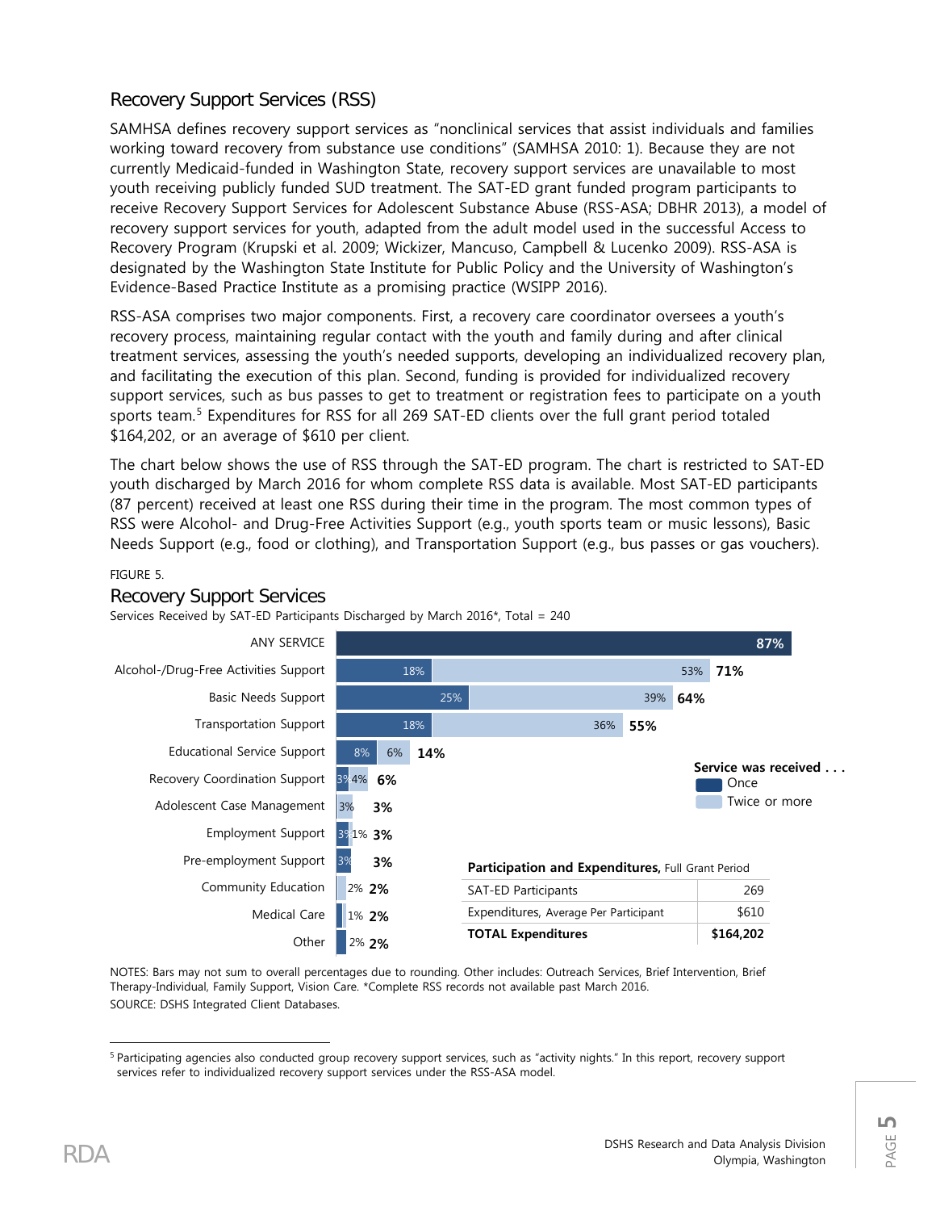## Recovery Support Services (RSS)

SAMHSA defines recovery support services as "nonclinical services that assist individuals and families working toward recovery from substance use conditions" (SAMHSA 2010: 1). Because they are not currently Medicaid-funded in Washington State, recovery support services are unavailable to most youth receiving publicly funded SUD treatment. The SAT-ED grant funded program participants to receive Recovery Support Services for Adolescent Substance Abuse (RSS-ASA; DBHR 2013), a model of recovery support services for youth, adapted from the adult model used in the successful Access to Recovery Program (Krupski et al. 2009; Wickizer, Mancuso, Campbell & Lucenko 2009). RSS-ASA is designated by the Washington State Institute for Public Policy and the University of Washington's Evidence-Based Practice Institute as a promising practice (WSIPP 2016).

RSS-ASA comprises two major components. First, a recovery care coordinator oversees a youth's recovery process, maintaining regular contact with the youth and family during and after clinical treatment services, assessing the youth's needed supports, developing an individualized recovery plan, and facilitating the execution of this plan. Second, funding is provided for individualized recovery support services, such as bus passes to get to treatment or registration fees to participate on a youth sports team.[5] Expenditures for RSS for all 269 SAT-ED clients over the full grant period totaled $164,202, or an average of $610 per client.

The chart below shows the use of RSS through the SAT-ED program. The chart is restricted to SAT-ED youth discharged by March 2016 for whom complete RSS data is available. Most SAT-ED participants (87 percent) received at least one RSS during their time in the program. The most common types of RSS were Alcohol- and Drug-Free Activities Support (e.g., youth sports team or music lessons), Basic Needs Support (e.g., food or clothing), and Transportation Support (e.g., bus passes or gas vouchers).

FIGURE 5.

### Recovery Support Services

Services Received by SAT-ED Participants Discharged by March 2016*, Total = 240

| Service | Once | Twice or more | Total |
|---|---|---|---|
| ANY SERVICE | | | 87% |
| Alcohol-/Drug-Free Activities Support | 18% | 53% | 71% |
| Basic Needs Support | 25% | 39% | 64% |
| Transportation Support | 18% | 36% | 55% |
| Educational Service Support | 8% | 6% | 14% |
| Recovery Coordination Support | 3% | 4% | 6% |
| Adolescent Case Management | | 3% | 3% |
| Employment Support | 3% | 1% | 3% |
| Pre-employment Support | 3% | | 3% |
| Community Education | | 2% | 2% |
| Medical Care | | 1% | 2% |
| Other | | 2% | 2% |

**Participation and Expenditures,** Full Grant Period

| | |
|---|---|
| SAT-ED Participants | 269 |
| Expenditures, Average Per Participant | $610 |
| **TOTAL Expenditures** | **$164,202** |

NOTES: Bars may not sum to overall percentages due to rounding. Other includes: Outreach Services, Brief Intervention, Brief Therapy-Individual, Family Support, Vision Care. *Complete RSS records not available past March 2016.
SOURCE: DSHS Integrated Client Databases.

[5] Participating agencies also conducted group recovery support services, such as "activity nights." In this report, recovery support services refer to individualized recovery support services under the RSS-ASA model.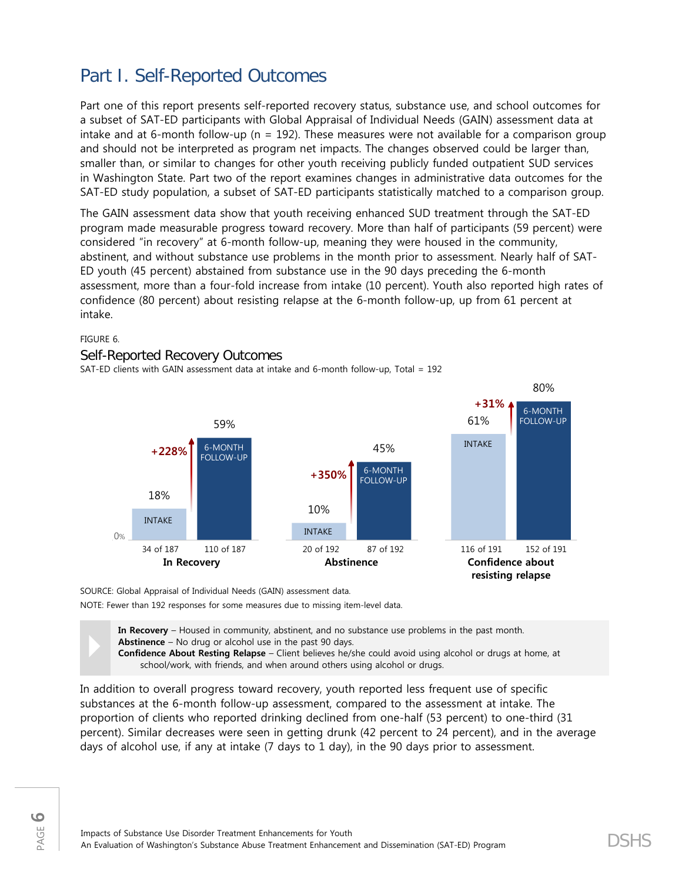# Part I. Self-Reported Outcomes

Part one of this report presents self-reported recovery status, substance use, and school outcomes for a subset of SAT-ED participants with Global Appraisal of Individual Needs (GAIN) assessment data at intake and at 6-month follow-up (n = 192). These measures were not available for a comparison group and should not be interpreted as program net impacts. The changes observed could be larger than, smaller than, or similar to changes for other youth receiving publicly funded outpatient SUD services in Washington State. Part two of the report examines changes in administrative data outcomes for the SAT-ED study population, a subset of SAT-ED participants statistically matched to a comparison group.

The GAIN assessment data show that youth receiving enhanced SUD treatment through the SAT-ED program made measurable progress toward recovery. More than half of participants (59 percent) were considered "in recovery" at 6-month follow-up, meaning they were housed in the community, abstinent, and without substance use problems in the month prior to assessment. Nearly half of SAT-ED youth (45 percent) abstained from substance use in the 90 days preceding the 6-month assessment, more than a four-fold increase from intake (10 percent). Youth also reported high rates of confidence (80 percent) about resisting relapse at the 6-month follow-up, up from 61 percent at intake.

FIGURE 6.

## Self-Reported Recovery Outcomes

SAT-ED clients with GAIN assessment data at intake and 6-month follow-up, Total = 192

| Measure | Intake | 6-Month Follow-Up | Change |
|---|---|---|---|
| **In Recovery** | 18% (34 of 187) | 59% (110 of 187) | +228% |
| **Abstinence** | 10% (20 of 192) | 45% (87 of 192) | +350% |
| **Confidence about resisting relapse** | 61% (116 of 191) | 80% (152 of 191) | +31% |

SOURCE: Global Appraisal of Individual Needs (GAIN) assessment data.

NOTE: Fewer than 192 responses for some measures due to missing item-level data.

**In Recovery** – Housed in community, abstinent, and no substance use problems in the past month.
**Abstinence** – No drug or alcohol use in the past 90 days.
**Confidence About Resting Relapse** – Client believes he/she could avoid using alcohol or drugs at home, at school/work, with friends, and when around others using alcohol or drugs.

In addition to overall progress toward recovery, youth reported less frequent use of specific substances at the 6-month follow-up assessment, compared to the assessment at intake. The proportion of clients who reported drinking declined from one-half (53 percent) to one-third (31 percent). Similar decreases were seen in getting drunk (42 percent to 24 percent), and in the average days of alcohol use, if any at intake (7 days to 1 day), in the 90 days prior to assessment.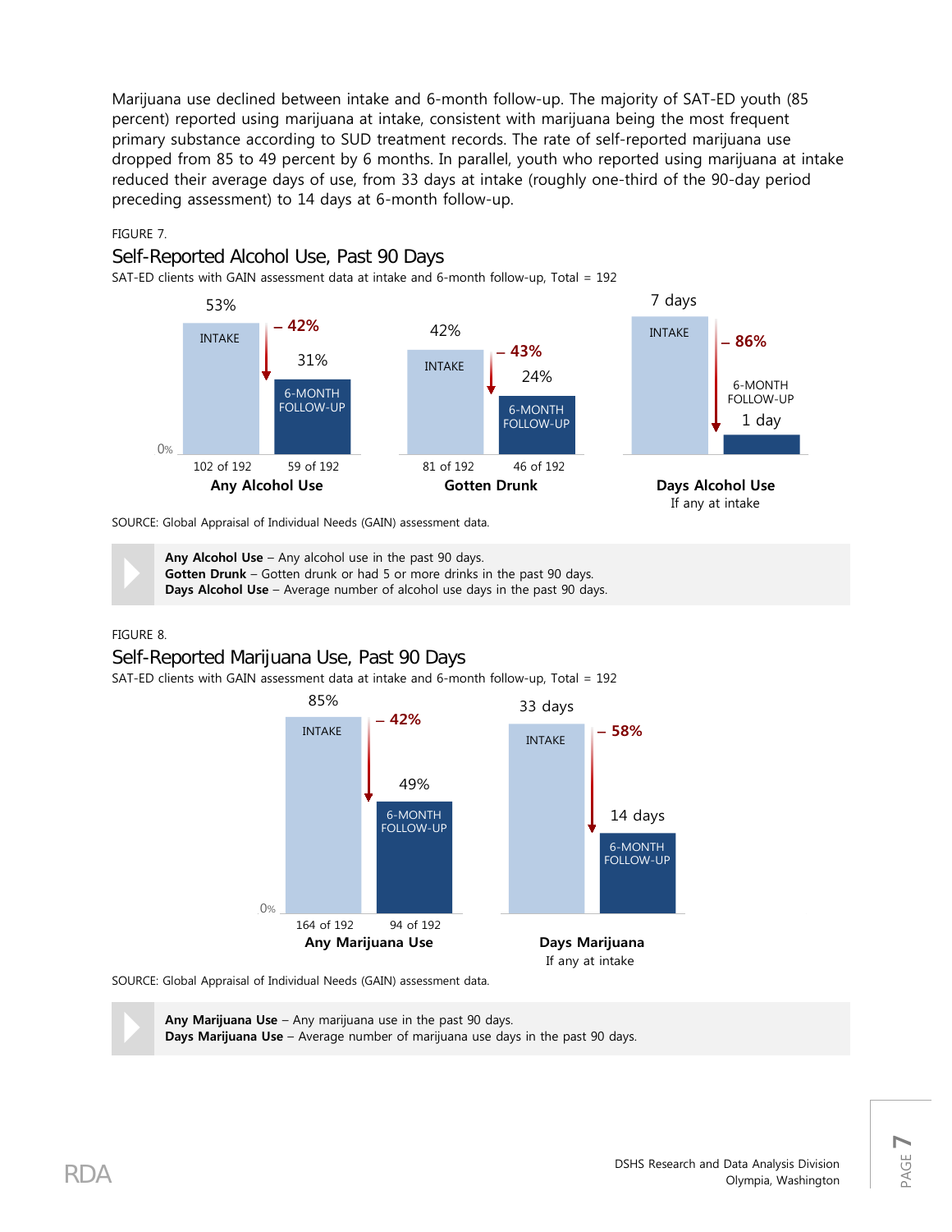Marijuana use declined between intake and 6-month follow-up. The majority of SAT-ED youth (85 percent) reported using marijuana at intake, consistent with marijuana being the most frequent primary substance according to SUD treatment records. The rate of self-reported marijuana use dropped from 85 to 49 percent by 6 months. In parallel, youth who reported using marijuana at intake reduced their average days of use, from 33 days at intake (roughly one-third of the 90-day period preceding assessment) to 14 days at 6-month follow-up.

FIGURE 7.

## Self-Reported Alcohol Use, Past 90 Days

SAT-ED clients with GAIN assessment data at intake and 6-month follow-up, Total = 192

| Measure | Intake | 6-Month Follow-Up | Change |
|---|---|---|---|
| Any Alcohol Use | 53% (102 of 192) | 31% (59 of 192) | – 42% |
| Gotten Drunk | 42% (81 of 192) | 24% (46 of 192) | – 43% |
| Days Alcohol Use (If any at intake) | 7 days | 1 day | – 86% |

SOURCE: Global Appraisal of Individual Needs (GAIN) assessment data.

**Any Alcohol Use** – Any alcohol use in the past 90 days.
**Gotten Drunk** – Gotten drunk or had 5 or more drinks in the past 90 days.
**Days Alcohol Use** – Average number of alcohol use days in the past 90 days.

FIGURE 8.

## Self-Reported Marijuana Use, Past 90 Days

SAT-ED clients with GAIN assessment data at intake and 6-month follow-up, Total = 192

| Measure | Intake | 6-Month Follow-Up | Change |
|---|---|---|---|
| Any Marijuana Use | 85% (164 of 192) | 49% (94 of 192) | – 42% |
| Days Marijuana (If any at intake) | 33 days | 14 days | – 58% |

SOURCE: Global Appraisal of Individual Needs (GAIN) assessment data.

**Any Marijuana Use** – Any marijuana use in the past 90 days.
**Days Marijuana Use** – Average number of marijuana use days in the past 90 days.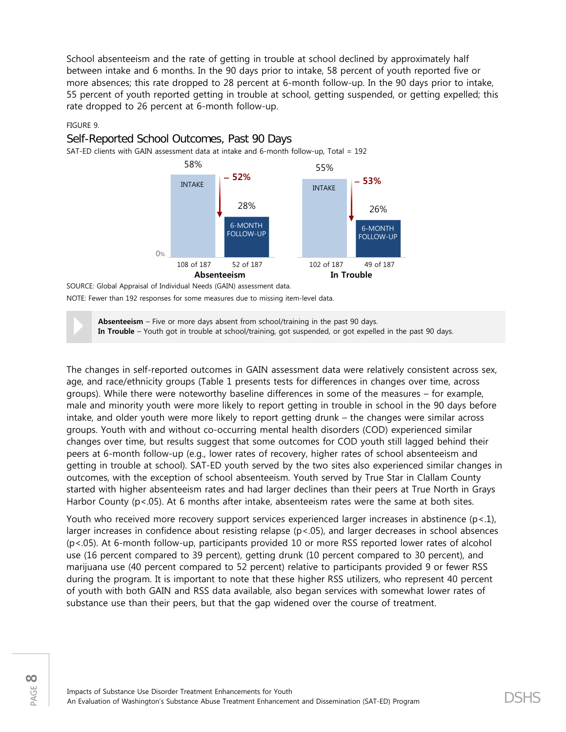School absenteeism and the rate of getting in trouble at school declined by approximately half between intake and 6 months. In the 90 days prior to intake, 58 percent of youth reported five or more absences; this rate dropped to 28 percent at 6-month follow-up. In the 90 days prior to intake, 55 percent of youth reported getting in trouble at school, getting suspended, or getting expelled; this rate dropped to 26 percent at 6-month follow-up.

FIGURE 9.

### Self-Reported School Outcomes, Past 90 Days

SAT-ED clients with GAIN assessment data at intake and 6-month follow-up, Total = 192

| | Intake | 6-Month Follow-Up | Change |
|---|---|---|---|
| Absenteeism | 58% (108 of 187) | 28% (52 of 187) | – 52% |
| In Trouble | 55% (102 of 187) | 26% (49 of 187) | – 53% |

SOURCE: Global Appraisal of Individual Needs (GAIN) assessment data.

NOTE: Fewer than 192 responses for some measures due to missing item-level data.

> **Absenteeism** – Five or more days absent from school/training in the past 90 days.
> **In Trouble** – Youth got in trouble at school/training, got suspended, or got expelled in the past 90 days.

The changes in self-reported outcomes in GAIN assessment data were relatively consistent across sex, age, and race/ethnicity groups (Table 1 presents tests for differences in changes over time, across groups). While there were noteworthy baseline differences in some of the measures – for example, male and minority youth were more likely to report getting in trouble in school in the 90 days before intake, and older youth were more likely to report getting drunk – the changes were similar across groups. Youth with and without co-occurring mental health disorders (COD) experienced similar changes over time, but results suggest that some outcomes for COD youth still lagged behind their peers at 6-month follow-up (e.g., lower rates of recovery, higher rates of school absenteeism and getting in trouble at school). SAT-ED youth served by the two sites also experienced similar changes in outcomes, with the exception of school absenteeism. Youth served by True Star in Clallam County started with higher absenteeism rates and had larger declines than their peers at True North in Grays Harbor County ($p<.05$). At 6 months after intake, absenteeism rates were the same at both sites.

Youth who received more recovery support services experienced larger increases in abstinence ($p<.1$), larger increases in confidence about resisting relapse ($p<.05$), and larger decreases in school absences ($p<.05$). At 6-month follow-up, participants provided 10 or more RSS reported lower rates of alcohol use (16 percent compared to 39 percent), getting drunk (10 percent compared to 30 percent), and marijuana use (40 percent compared to 52 percent) relative to participants provided 9 or fewer RSS during the program. It is important to note that these higher RSS utilizers, who represent 40 percent of youth with both GAIN and RSS data available, also began services with somewhat lower rates of substance use than their peers, but that the gap widened over the course of treatment.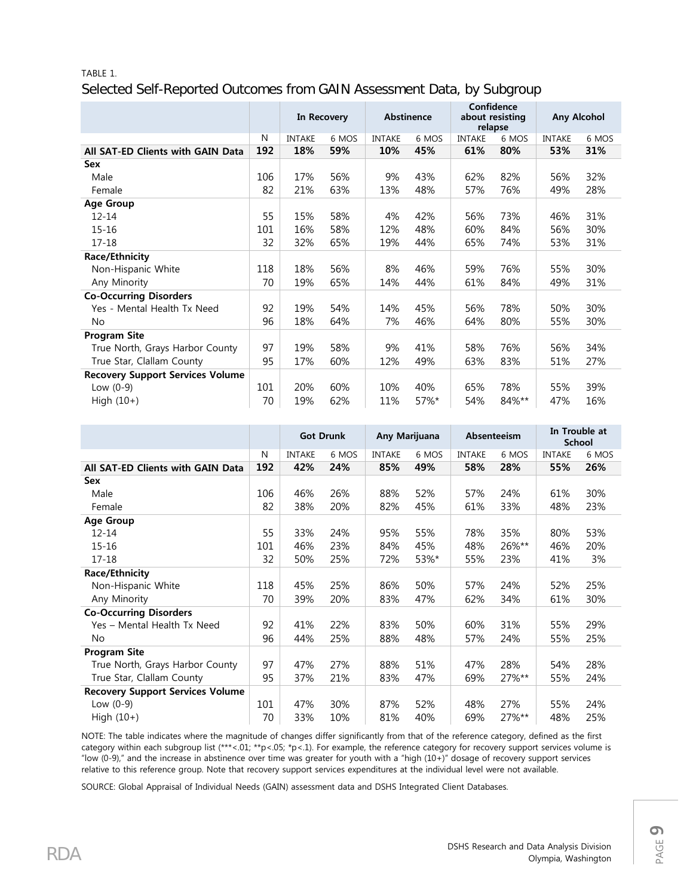TABLE 1.

Selected Self-Reported Outcomes from GAIN Assessment Data, by Subgroup

| | | In Recovery | | Abstinence | | Confidence about resisting relapse | | Any Alcohol | |
|---|---|---|---|---|---|---|---|---|---|
| | N | INTAKE | 6 MOS | INTAKE | 6 MOS | INTAKE | 6 MOS | INTAKE | 6 MOS |
| **All SAT-ED Clients with GAIN Data** | **192** | **18%** | **59%** | **10%** | **45%** | **61%** | **80%** | **53%** | **31%** |
| **Sex** | | | | | | | | | |
| Male | 106 | 17% | 56% | 9% | 43% | 62% | 82% | 56% | 32% |
| Female | 82 | 21% | 63% | 13% | 48% | 57% | 76% | 49% | 28% |
| **Age Group** | | | | | | | | | |
| 12-14 | 55 | 15% | 58% | 4% | 42% | 56% | 73% | 46% | 31% |
| 15-16 | 101 | 16% | 58% | 12% | 48% | 60% | 84% | 56% | 30% |
| 17-18 | 32 | 32% | 65% | 19% | 44% | 65% | 74% | 53% | 31% |
| **Race/Ethnicity** | | | | | | | | | |
| Non-Hispanic White | 118 | 18% | 56% | 8% | 46% | 59% | 76% | 55% | 30% |
| Any Minority | 70 | 19% | 65% | 14% | 44% | 61% | 84% | 49% | 31% |
| **Co-Occurring Disorders** | | | | | | | | | |
| Yes - Mental Health Tx Need | 92 | 19% | 54% | 14% | 45% | 56% | 78% | 50% | 30% |
| No | 96 | 18% | 64% | 7% | 46% | 64% | 80% | 55% | 30% |
| **Program Site** | | | | | | | | | |
| True North, Grays Harbor County | 97 | 19% | 58% | 9% | 41% | 58% | 76% | 56% | 34% |
| True Star, Clallam County | 95 | 17% | 60% | 12% | 49% | 63% | 83% | 51% | 27% |
| **Recovery Support Services Volume** | | | | | | | | | |
| Low (0-9) | 101 | 20% | 60% | 10% | 40% | 65% | 78% | 55% | 39% |
| High (10+) | 70 | 19% | 62% | 11% | 57%* | 54% | 84%** | 47% | 16% |

| | | Got Drunk | | Any Marijuana | | Absenteeism | | In Trouble at School | |
|---|---|---|---|---|---|---|---|---|---|
| | N | INTAKE | 6 MOS | INTAKE | 6 MOS | INTAKE | 6 MOS | INTAKE | 6 MOS |
| **All SAT-ED Clients with GAIN Data** | **192** | **42%** | **24%** | **85%** | **49%** | **58%** | **28%** | **55%** | **26%** |
| **Sex** | | | | | | | | | |
| Male | 106 | 46% | 26% | 88% | 52% | 57% | 24% | 61% | 30% |
| Female | 82 | 38% | 20% | 82% | 45% | 61% | 33% | 48% | 23% |
| **Age Group** | | | | | | | | | |
| 12-14 | 55 | 33% | 24% | 95% | 55% | 78% | 35% | 80% | 53% |
| 15-16 | 101 | 46% | 23% | 84% | 45% | 48% | 26%** | 46% | 20% |
| 17-18 | 32 | 50% | 25% | 72% | 53%* | 55% | 23% | 41% | 3% |
| **Race/Ethnicity** | | | | | | | | | |
| Non-Hispanic White | 118 | 45% | 25% | 86% | 50% | 57% | 24% | 52% | 25% |
| Any Minority | 70 | 39% | 20% | 83% | 47% | 62% | 34% | 61% | 30% |
| **Co-Occurring Disorders** | | | | | | | | | |
| Yes – Mental Health Tx Need | 92 | 41% | 22% | 83% | 50% | 60% | 31% | 55% | 29% |
| No | 96 | 44% | 25% | 88% | 48% | 57% | 24% | 55% | 25% |
| **Program Site** | | | | | | | | | |
| True North, Grays Harbor County | 97 | 47% | 27% | 88% | 51% | 47% | 28% | 54% | 28% |
| True Star, Clallam County | 95 | 37% | 21% | 83% | 47% | 69% | 27%** | 55% | 24% |
| **Recovery Support Services Volume** | | | | | | | | | |
| Low (0-9) | 101 | 47% | 30% | 87% | 52% | 48% | 27% | 55% | 24% |
| High (10+) | 70 | 33% | 10% | 81% | 40% | 69% | 27%** | 48% | 25% |

NOTE: The table indicates where the magnitude of changes differ significantly from that of the reference category, defined as the first category within each subgroup list (***<.01; **p<.05; *p<.1). For example, the reference category for recovery support services volume is "low (0-9)," and the increase in abstinence over time was greater for youth with a "high (10+)" dosage of recovery support services relative to this reference group. Note that recovery support services expenditures at the individual level were not available.

SOURCE: Global Appraisal of Individual Needs (GAIN) assessment data and DSHS Integrated Client Databases.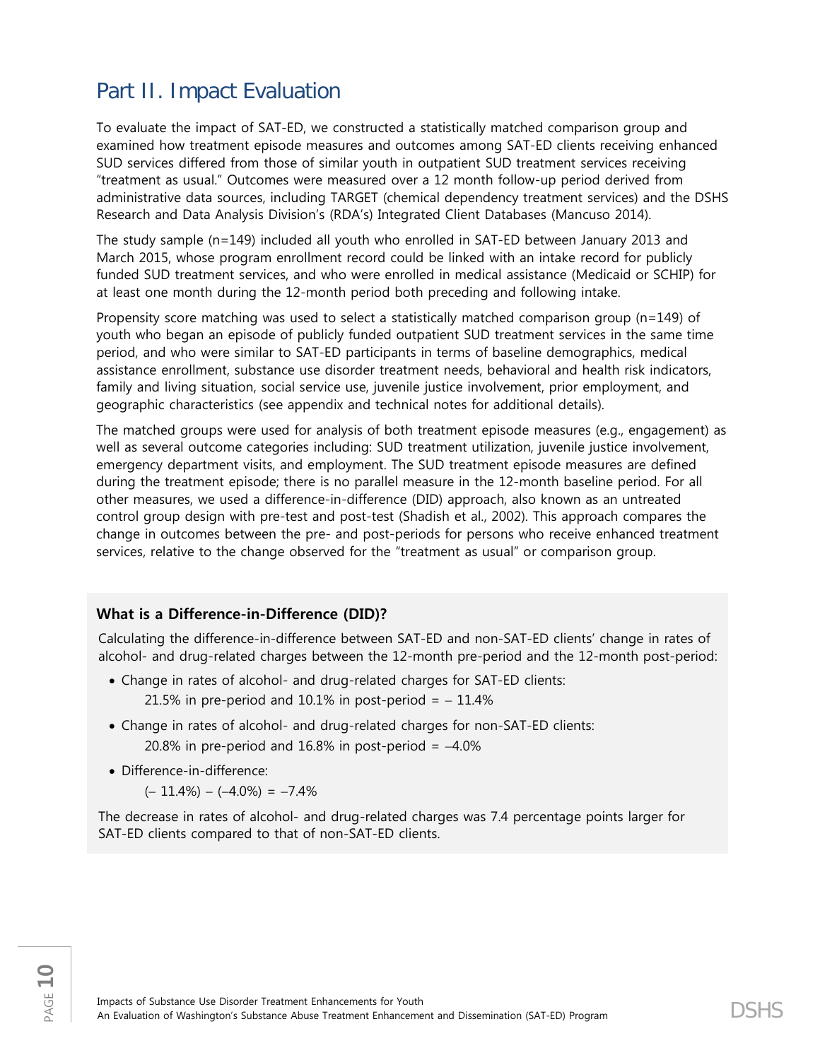# Part II. Impact Evaluation

To evaluate the impact of SAT-ED, we constructed a statistically matched comparison group and examined how treatment episode measures and outcomes among SAT-ED clients receiving enhanced SUD services differed from those of similar youth in outpatient SUD treatment services receiving "treatment as usual." Outcomes were measured over a 12 month follow-up period derived from administrative data sources, including TARGET (chemical dependency treatment services) and the DSHS Research and Data Analysis Division's (RDA's) Integrated Client Databases (Mancuso 2014).

The study sample (n=149) included all youth who enrolled in SAT-ED between January 2013 and March 2015, whose program enrollment record could be linked with an intake record for publicly funded SUD treatment services, and who were enrolled in medical assistance (Medicaid or SCHIP) for at least one month during the 12-month period both preceding and following intake.

Propensity score matching was used to select a statistically matched comparison group (n=149) of youth who began an episode of publicly funded outpatient SUD treatment services in the same time period, and who were similar to SAT-ED participants in terms of baseline demographics, medical assistance enrollment, substance use disorder treatment needs, behavioral and health risk indicators, family and living situation, social service use, juvenile justice involvement, prior employment, and geographic characteristics (see appendix and technical notes for additional details).

The matched groups were used for analysis of both treatment episode measures (e.g., engagement) as well as several outcome categories including: SUD treatment utilization, juvenile justice involvement, emergency department visits, and employment. The SUD treatment episode measures are defined during the treatment episode; there is no parallel measure in the 12-month baseline period. For all other measures, we used a difference-in-difference (DID) approach, also known as an untreated control group design with pre-test and post-test (Shadish et al., 2002). This approach compares the change in outcomes between the pre- and post-periods for persons who receive enhanced treatment services, relative to the change observed for the "treatment as usual" or comparison group.

### What is a Difference-in-Difference (DID)?

Calculating the difference-in-difference between SAT-ED and non-SAT-ED clients' change in rates of alcohol- and drug-related charges between the 12-month pre-period and the 12-month post-period:

- Change in rates of alcohol- and drug-related charges for SAT-ED clients:
  21.5% in pre-period and 10.1% in post-period = – 11.4%
- Change in rates of alcohol- and drug-related charges for non-SAT-ED clients:
  20.8% in pre-period and 16.8% in post-period = –4.0%
- Difference-in-difference:
  (– 11.4%) – (–4.0%) = –7.4%

The decrease in rates of alcohol- and drug-related charges was 7.4 percentage points larger for SAT-ED clients compared to that of non-SAT-ED clients.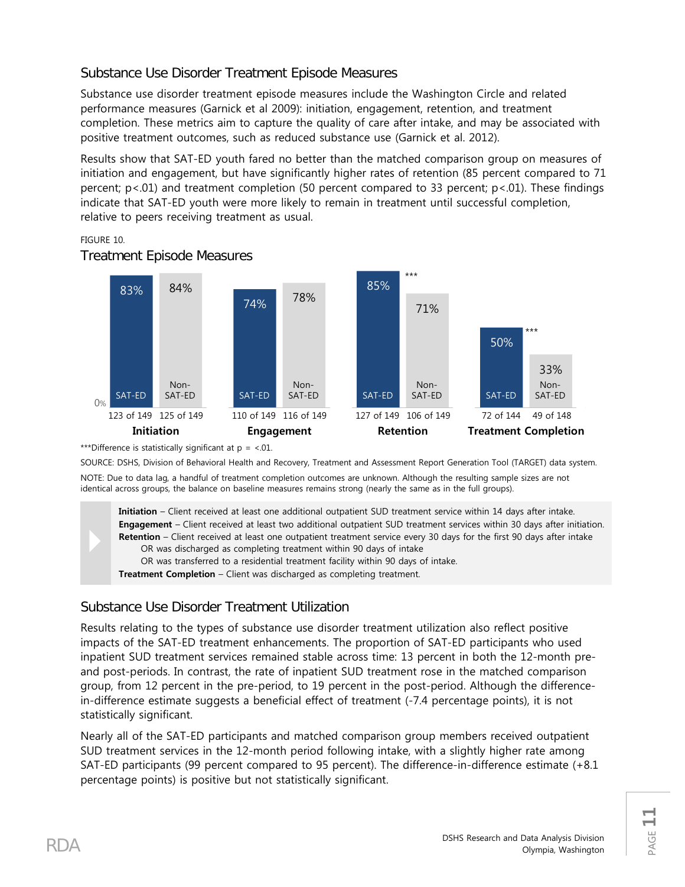## Substance Use Disorder Treatment Episode Measures

Substance use disorder treatment episode measures include the Washington Circle and related performance measures (Garnick et al 2009): initiation, engagement, retention, and treatment completion. These metrics aim to capture the quality of care after intake, and may be associated with positive treatment outcomes, such as reduced substance use (Garnick et al. 2012).

Results show that SAT-ED youth fared no better than the matched comparison group on measures of initiation and engagement, but have significantly higher rates of retention (85 percent compared to 71 percent; $p<.01$) and treatment completion (50 percent compared to 33 percent; $p<.01$). These findings indicate that SAT-ED youth were more likely to remain in treatment until successful completion, relative to peers receiving treatment as usual.

FIGURE 10.

### Treatment Episode Measures

| Measure | SAT-ED | Non-SAT-ED |
|---|---|---|
| Initiation | 83% (123 of 149) | 84% (125 of 149) |
| Engagement | 74% (110 of 149) | 78% (116 of 149) |
| Retention*** | 85% (127 of 149) | 71% (106 of 149) |
| Treatment Completion*** | 50% (72 of 144) | 33% (49 of 148) |

***Difference is statistically significant at p = <.01.

SOURCE: DSHS, Division of Behavioral Health and Recovery, Treatment and Assessment Report Generation Tool (TARGET) data system.

NOTE: Due to data lag, a handful of treatment completion outcomes are unknown. Although the resulting sample sizes are not identical across groups, the balance on baseline measures remains strong (nearly the same as in the full groups).

**Initiation** – Client received at least one additional outpatient SUD treatment service within 14 days after intake.
**Engagement** – Client received at least two additional outpatient SUD treatment services within 30 days after initiation.
**Retention** – Client received at least one outpatient treatment service every 30 days for the first 90 days after intake
OR was discharged as completing treatment within 90 days of intake
OR was transferred to a residential treatment facility within 90 days of intake.
**Treatment Completion** – Client was discharged as completing treatment.

## Substance Use Disorder Treatment Utilization

Results relating to the types of substance use disorder treatment utilization also reflect positive impacts of the SAT-ED treatment enhancements. The proportion of SAT-ED participants who used inpatient SUD treatment services remained stable across time: 13 percent in both the 12-month pre- and post-periods. In contrast, the rate of inpatient SUD treatment rose in the matched comparison group, from 12 percent in the pre-period, to 19 percent in the post-period. Although the difference-in-difference estimate suggests a beneficial effect of treatment (-7.4 percentage points), it is not statistically significant.

Nearly all of the SAT-ED participants and matched comparison group members received outpatient SUD treatment services in the 12-month period following intake, with a slightly higher rate among SAT-ED participants (99 percent compared to 95 percent). The difference-in-difference estimate (+8.1 percentage points) is positive but not statistically significant.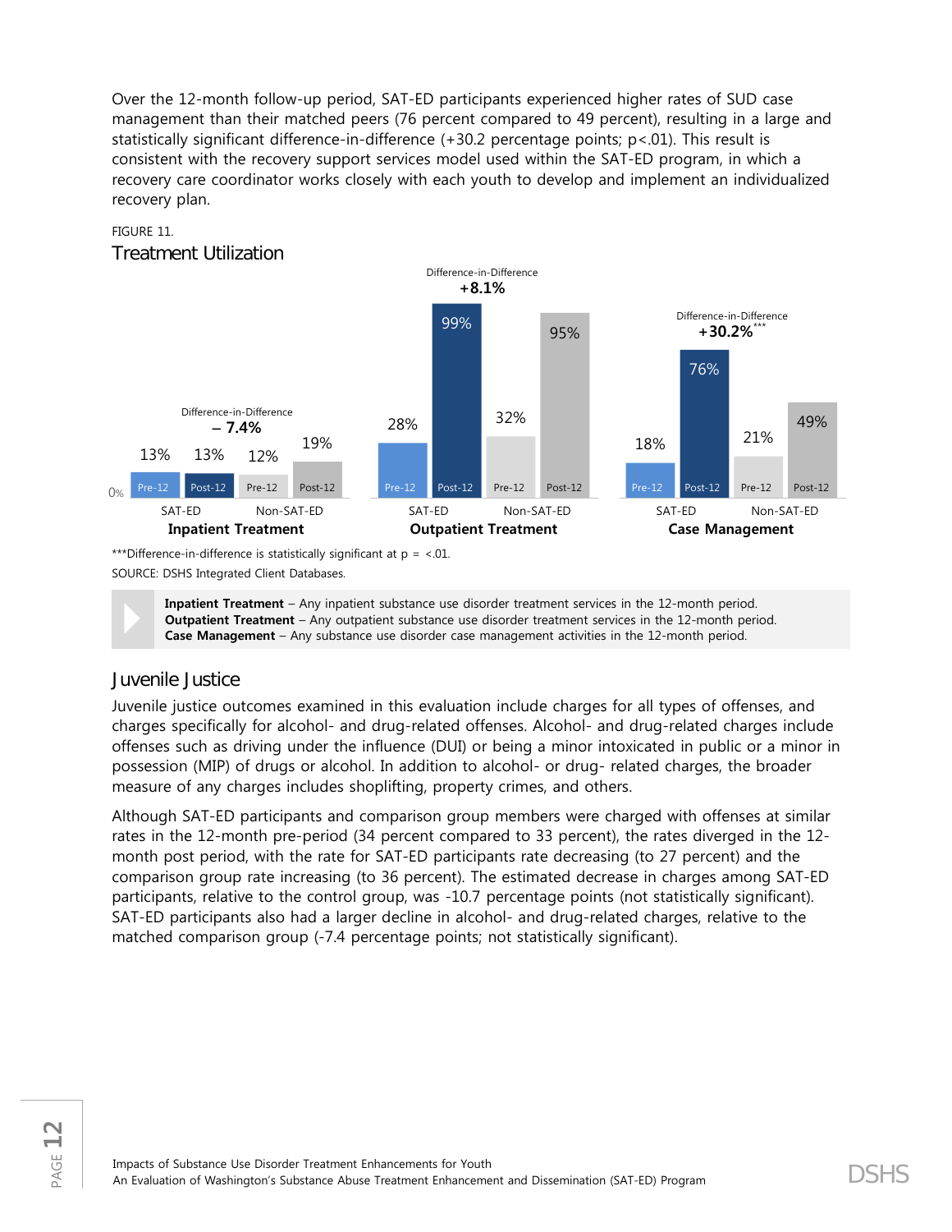Over the 12-month follow-up period, SAT-ED participants experienced higher rates of SUD case management than their matched peers (76 percent compared to 49 percent), resulting in a large and statistically significant difference-in-difference (+30.2 percentage points; $p<.01$). This result is consistent with the recovery support services model used within the SAT-ED program, in which a recovery care coordinator works closely with each youth to develop and implement an individualized recovery plan.

FIGURE 11.
### Treatment Utilization

| | SAT-ED Pre-12 | SAT-ED Post-12 | Non-SAT-ED Pre-12 | Non-SAT-ED Post-12 | Difference-in-Difference |
|---|---|---|---|---|---|
| Inpatient Treatment | 13% | 13% | 12% | 19% | – 7.4% |
| Outpatient Treatment | 28% | 99% | 32% | 95% | +8.1% |
| Case Management | 18% | 76% | 21% | 49% | +30.2%*** |

***Difference-in-difference is statistically significant at p = <.01.
SOURCE: DSHS Integrated Client Databases.

**Inpatient Treatment** – Any inpatient substance use disorder treatment services in the 12-month period.
**Outpatient Treatment** – Any outpatient substance use disorder treatment services in the 12-month period.
**Case Management** – Any substance use disorder case management activities in the 12-month period.

## Juvenile Justice

Juvenile justice outcomes examined in this evaluation include charges for all types of offenses, and charges specifically for alcohol- and drug-related offenses. Alcohol- and drug-related charges include offenses such as driving under the influence (DUI) or being a minor intoxicated in public or a minor in possession (MIP) of drugs or alcohol. In addition to alcohol- or drug- related charges, the broader measure of any charges includes shoplifting, property crimes, and others.

Although SAT-ED participants and comparison group members were charged with offenses at similar rates in the 12-month pre-period (34 percent compared to 33 percent), the rates diverged in the 12-month post period, with the rate for SAT-ED participants rate decreasing (to 27 percent) and the comparison group rate increasing (to 36 percent). The estimated decrease in charges among SAT-ED participants, relative to the control group, was -10.7 percentage points (not statistically significant). SAT-ED participants also had a larger decline in alcohol- and drug-related charges, relative to the matched comparison group (-7.4 percentage points; not statistically significant).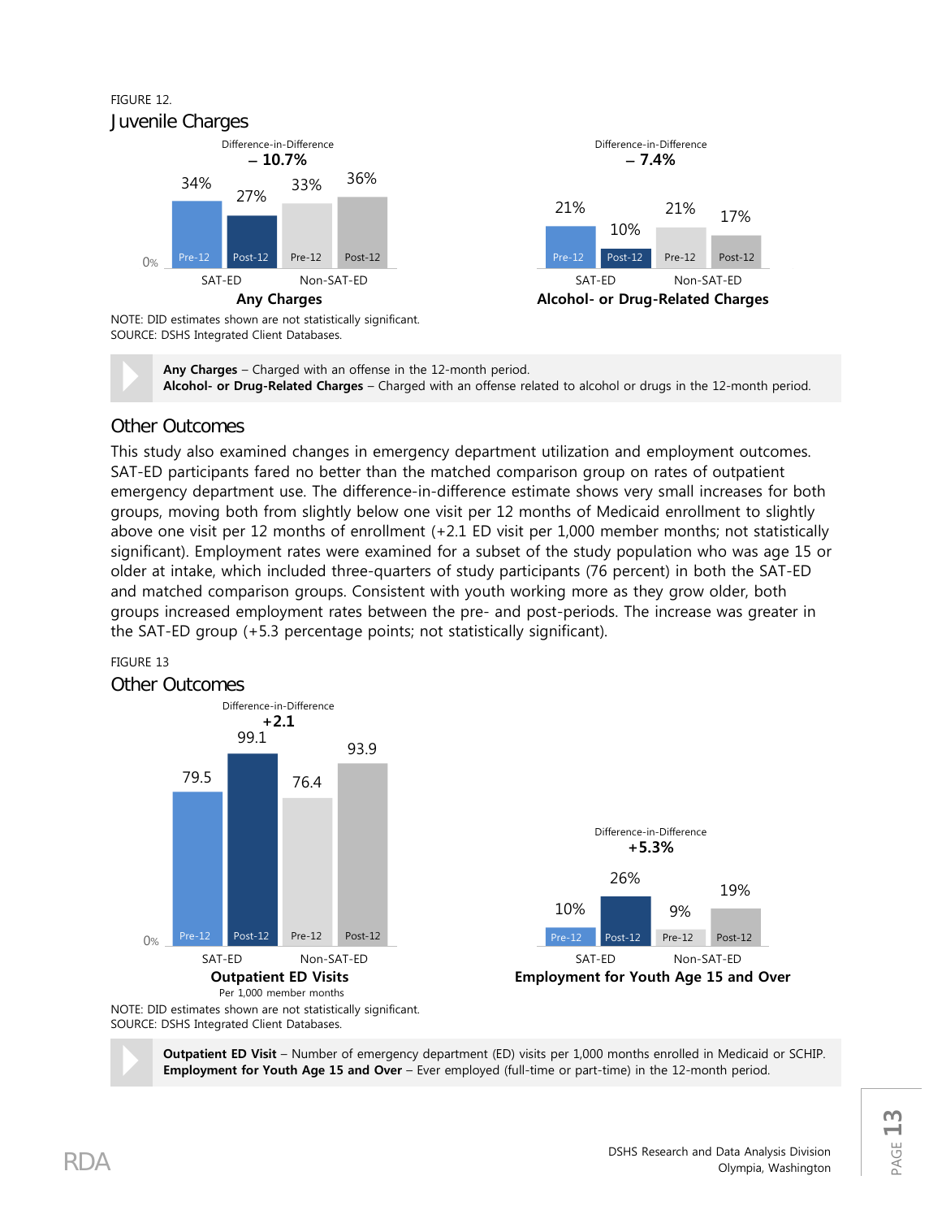FIGURE 12.

## Juvenile Charges

**Any Charges**

Difference-in-Difference: **– 10.7%**

| | SAT-ED Pre-12 | SAT-ED Post-12 | Non-SAT-ED Pre-12 | Non-SAT-ED Post-12 |
|---|---|---|---|---|
| Any Charges | 34% | 27% | 33% | 36% |

**Alcohol- or Drug-Related Charges**

Difference-in-Difference: **– 7.4%**

| | SAT-ED Pre-12 | SAT-ED Post-12 | Non-SAT-ED Pre-12 | Non-SAT-ED Post-12 |
|---|---|---|---|---|
| Alcohol- or Drug-Related Charges | 21% | 10% | 21% | 17% |

NOTE: DID estimates shown are not statistically significant.
SOURCE: DSHS Integrated Client Databases.

**Any Charges** – Charged with an offense in the 12-month period.
**Alcohol- or Drug-Related Charges** – Charged with an offense related to alcohol or drugs in the 12-month period.

## Other Outcomes

This study also examined changes in emergency department utilization and employment outcomes. SAT-ED participants fared no better than the matched comparison group on rates of outpatient emergency department use. The difference-in-difference estimate shows very small increases for both groups, moving both from slightly below one visit per 12 months of Medicaid enrollment to slightly above one visit per 12 months of enrollment (+2.1 ED visit per 1,000 member months; not statistically significant). Employment rates were examined for a subset of the study population who was age 15 or older at intake, which included three-quarters of study participants (76 percent) in both the SAT-ED and matched comparison groups. Consistent with youth working more as they grow older, both groups increased employment rates between the pre- and post-periods. The increase was greater in the SAT-ED group (+5.3 percentage points; not statistically significant).

FIGURE 13

## Other Outcomes

**Outpatient ED Visits** (Per 1,000 member months)

Difference-in-Difference: **+2.1**

| | SAT-ED Pre-12 | SAT-ED Post-12 | Non-SAT-ED Pre-12 | Non-SAT-ED Post-12 |
|---|---|---|---|---|
| Outpatient ED Visits | 79.5 | 99.1 | 76.4 | 93.9 |

**Employment for Youth Age 15 and Over**

Difference-in-Difference: **+5.3%**

| | SAT-ED Pre-12 | SAT-ED Post-12 | Non-SAT-ED Pre-12 | Non-SAT-ED Post-12 |
|---|---|---|---|---|
| Employment for Youth Age 15 and Over | 10% | 26% | 9% | 19% |

NOTE: DID estimates shown are not statistically significant.
SOURCE: DSHS Integrated Client Databases.

**Outpatient ED Visit** – Number of emergency department (ED) visits per 1,000 months enrolled in Medicaid or SCHIP.
**Employment for Youth Age 15 and Over** – Ever employed (full-time or part-time) in the 12-month period.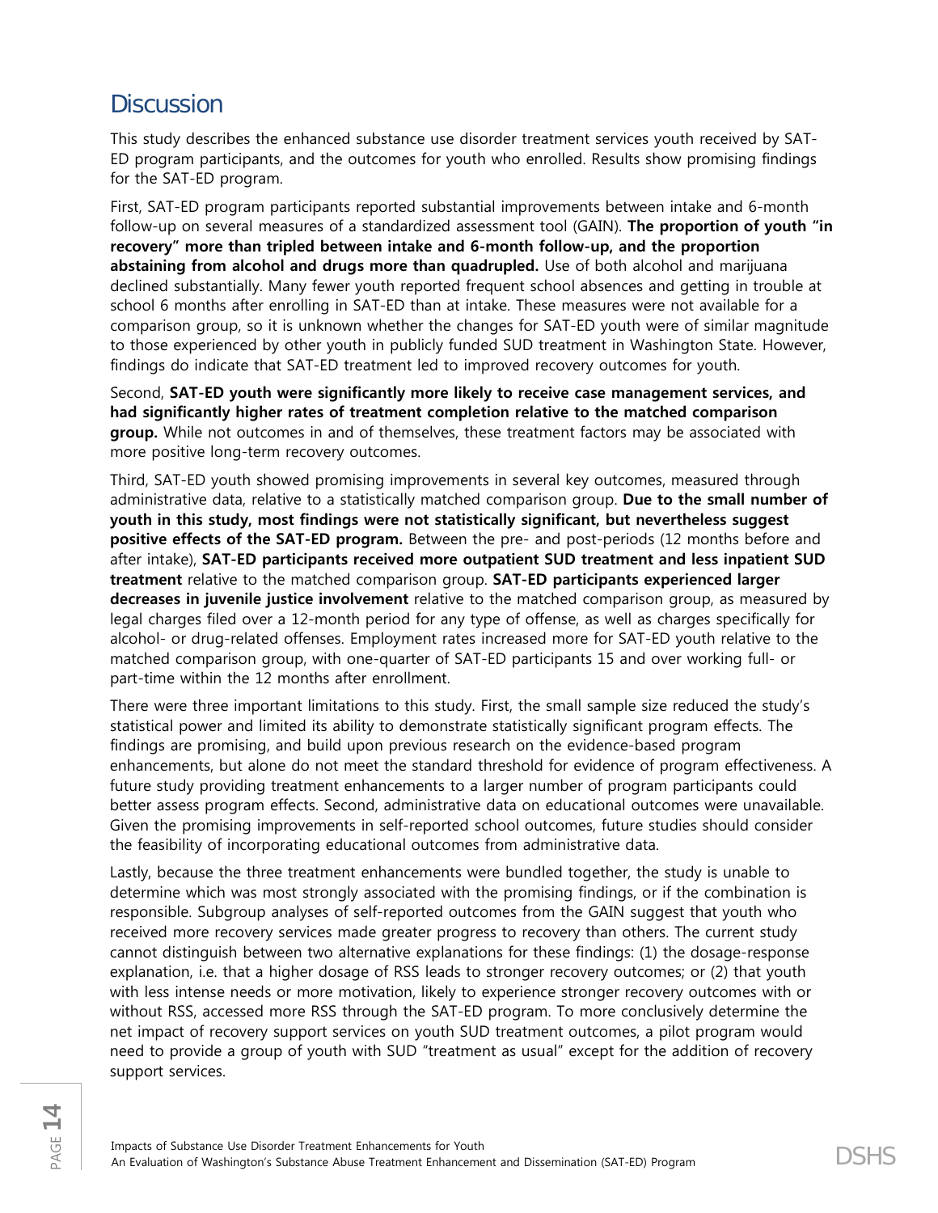## Discussion

This study describes the enhanced substance use disorder treatment services youth received by SAT-ED program participants, and the outcomes for youth who enrolled. Results show promising findings for the SAT-ED program.

First, SAT-ED program participants reported substantial improvements between intake and 6-month follow-up on several measures of a standardized assessment tool (GAIN). **The proportion of youth "in recovery" more than tripled between intake and 6-month follow-up, and the proportion abstaining from alcohol and drugs more than quadrupled.** Use of both alcohol and marijuana declined substantially. Many fewer youth reported frequent school absences and getting in trouble at school 6 months after enrolling in SAT-ED than at intake. These measures were not available for a comparison group, so it is unknown whether the changes for SAT-ED youth were of similar magnitude to those experienced by other youth in publicly funded SUD treatment in Washington State. However, findings do indicate that SAT-ED treatment led to improved recovery outcomes for youth.

Second, **SAT-ED youth were significantly more likely to receive case management services, and had significantly higher rates of treatment completion relative to the matched comparison group.** While not outcomes in and of themselves, these treatment factors may be associated with more positive long-term recovery outcomes.

Third, SAT-ED youth showed promising improvements in several key outcomes, measured through administrative data, relative to a statistically matched comparison group. **Due to the small number of youth in this study, most findings were not statistically significant, but nevertheless suggest positive effects of the SAT-ED program.** Between the pre- and post-periods (12 months before and after intake), **SAT-ED participants received more outpatient SUD treatment and less inpatient SUD treatment** relative to the matched comparison group. **SAT-ED participants experienced larger decreases in juvenile justice involvement** relative to the matched comparison group, as measured by legal charges filed over a 12-month period for any type of offense, as well as charges specifically for alcohol- or drug-related offenses. Employment rates increased more for SAT-ED youth relative to the matched comparison group, with one-quarter of SAT-ED participants 15 and over working full- or part-time within the 12 months after enrollment.

There were three important limitations to this study. First, the small sample size reduced the study's statistical power and limited its ability to demonstrate statistically significant program effects. The findings are promising, and build upon previous research on the evidence-based program enhancements, but alone do not meet the standard threshold for evidence of program effectiveness. A future study providing treatment enhancements to a larger number of program participants could better assess program effects. Second, administrative data on educational outcomes were unavailable. Given the promising improvements in self-reported school outcomes, future studies should consider the feasibility of incorporating educational outcomes from administrative data.

Lastly, because the three treatment enhancements were bundled together, the study is unable to determine which was most strongly associated with the promising findings, or if the combination is responsible. Subgroup analyses of self-reported outcomes from the GAIN suggest that youth who received more recovery services made greater progress to recovery than others. The current study cannot distinguish between two alternative explanations for these findings: (1) the dosage-response explanation, i.e. that a higher dosage of RSS leads to stronger recovery outcomes; or (2) that youth with less intense needs or more motivation, likely to experience stronger recovery outcomes with or without RSS, accessed more RSS through the SAT-ED program. To more conclusively determine the net impact of recovery support services on youth SUD treatment outcomes, a pilot program would need to provide a group of youth with SUD "treatment as usual" except for the addition of recovery support services.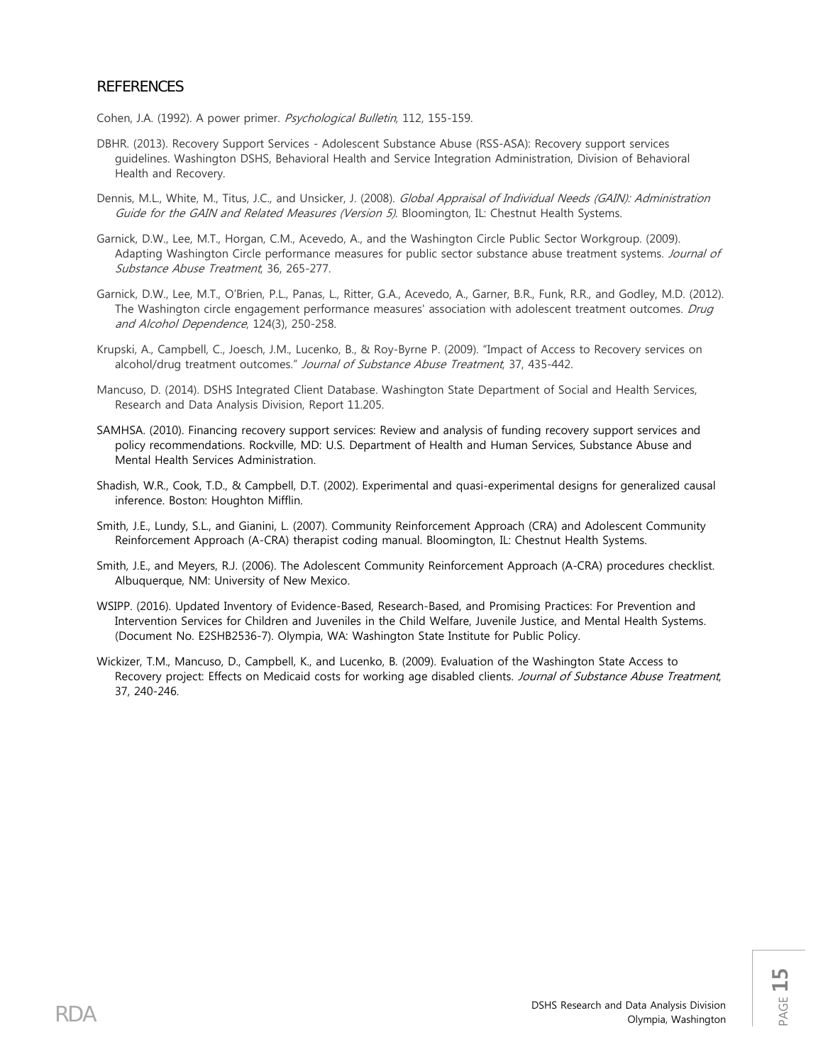## REFERENCES

Cohen, J.A. (1992). A power primer. *Psychological Bulletin*, 112, 155-159.

DBHR. (2013). Recovery Support Services - Adolescent Substance Abuse (RSS-ASA): Recovery support services guidelines. Washington DSHS, Behavioral Health and Service Integration Administration, Division of Behavioral Health and Recovery.

Dennis, M.L., White, M., Titus, J.C., and Unsicker, J. (2008). *Global Appraisal of Individual Needs (GAIN): Administration Guide for the GAIN and Related Measures (Version 5)*. Bloomington, IL: Chestnut Health Systems.

Garnick, D.W., Lee, M.T., Horgan, C.M., Acevedo, A., and the Washington Circle Public Sector Workgroup. (2009). Adapting Washington Circle performance measures for public sector substance abuse treatment systems. *Journal of Substance Abuse Treatment*, 36, 265-277.

Garnick, D.W., Lee, M.T., O'Brien, P.L., Panas, L., Ritter, G.A., Acevedo, A., Garner, B.R., Funk, R.R., and Godley, M.D. (2012). The Washington circle engagement performance measures' association with adolescent treatment outcomes. *Drug and Alcohol Dependence*, 124(3), 250-258.

Krupski, A., Campbell, C., Joesch, J.M., Lucenko, B., & Roy-Byrne P. (2009). "Impact of Access to Recovery services on alcohol/drug treatment outcomes." *Journal of Substance Abuse Treatment*, 37, 435-442.

Mancuso, D. (2014). DSHS Integrated Client Database. Washington State Department of Social and Health Services, Research and Data Analysis Division, Report 11.205.

SAMHSA. (2010). Financing recovery support services: Review and analysis of funding recovery support services and policy recommendations. Rockville, MD: U.S. Department of Health and Human Services, Substance Abuse and Mental Health Services Administration.

Shadish, W.R., Cook, T.D., & Campbell, D.T. (2002). Experimental and quasi-experimental designs for generalized causal inference. Boston: Houghton Mifflin.

Smith, J.E., Lundy, S.L., and Gianini, L. (2007). Community Reinforcement Approach (CRA) and Adolescent Community Reinforcement Approach (A-CRA) therapist coding manual. Bloomington, IL: Chestnut Health Systems.

Smith, J.E., and Meyers, R.J. (2006). The Adolescent Community Reinforcement Approach (A-CRA) procedures checklist. Albuquerque, NM: University of New Mexico.

WSIPP. (2016). Updated Inventory of Evidence-Based, Research-Based, and Promising Practices: For Prevention and Intervention Services for Children and Juveniles in the Child Welfare, Juvenile Justice, and Mental Health Systems. (Document No. E2SHB2536-7). Olympia, WA: Washington State Institute for Public Policy.

Wickizer, T.M., Mancuso, D., Campbell, K., and Lucenko, B. (2009). Evaluation of the Washington State Access to Recovery project: Effects on Medicaid costs for working age disabled clients. *Journal of Substance Abuse Treatment*, 37, 240-246.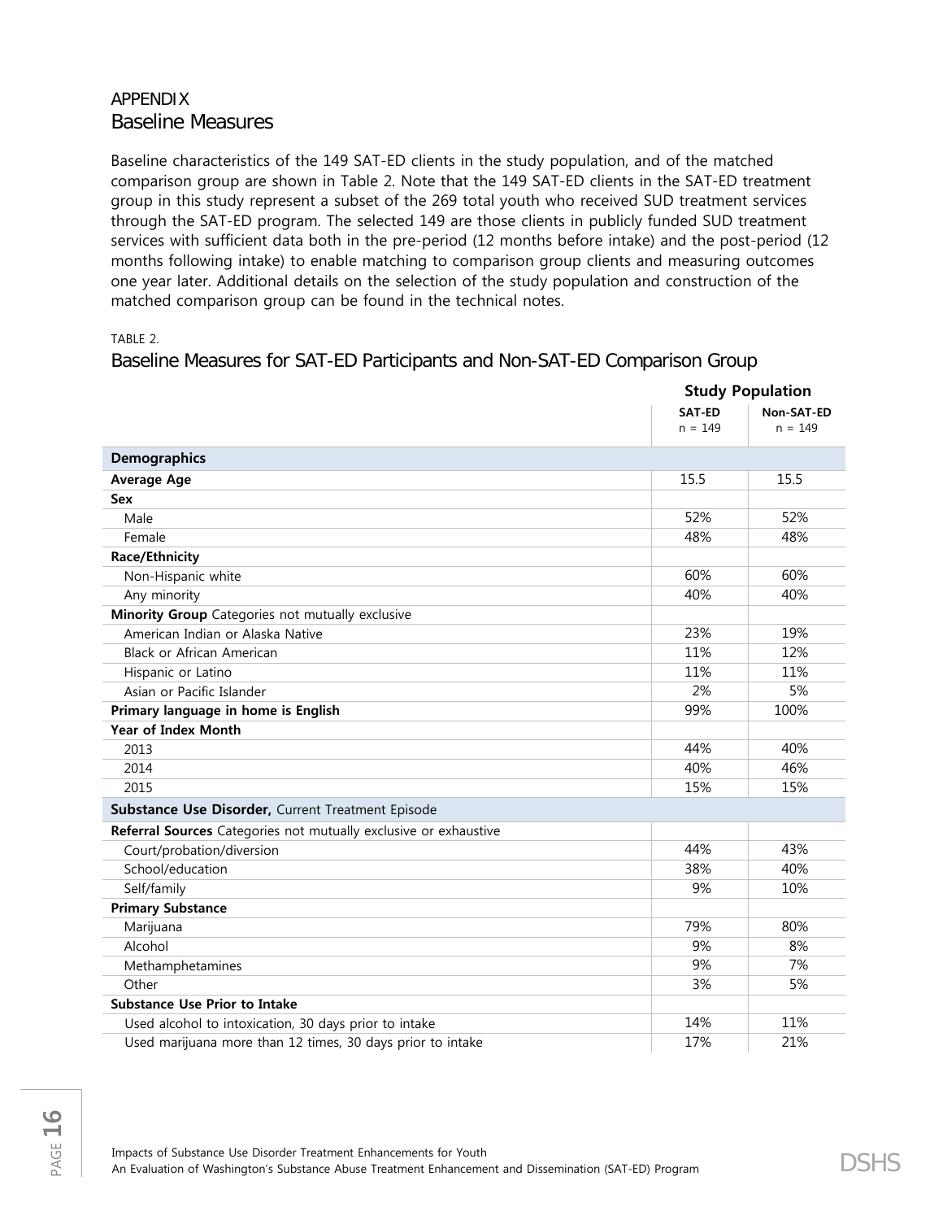APPENDIX

## Baseline Measures

Baseline characteristics of the 149 SAT-ED clients in the study population, and of the matched comparison group are shown in Table 2. Note that the 149 SAT-ED clients in the SAT-ED treatment group in this study represent a subset of the 269 total youth who received SUD treatment services through the SAT-ED program. The selected 149 are those clients in publicly funded SUD treatment services with sufficient data both in the pre-period (12 months before intake) and the post-period (12 months following intake) to enable matching to comparison group clients and measuring outcomes one year later. Additional details on the selection of the study population and construction of the matched comparison group can be found in the technical notes.

TABLE 2.

### Baseline Measures for SAT-ED Participants and Non-SAT-ED Comparison Group

| | Study Population | |
|---|---|---|
| | **SAT-ED** n = 149 | **Non-SAT-ED** n = 149 |
| **Demographics** | | |
| **Average Age** | 15.5 | 15.5 |
| **Sex** | | |
| Male | 52% | 52% |
| Female | 48% | 48% |
| **Race/Ethnicity** | | |
| Non-Hispanic white | 60% | 60% |
| Any minority | 40% | 40% |
| **Minority Group** Categories not mutually exclusive | | |
| American Indian or Alaska Native | 23% | 19% |
| Black or African American | 11% | 12% |
| Hispanic or Latino | 11% | 11% |
| Asian or Pacific Islander | 2% | 5% |
| **Primary language in home is English** | 99% | 100% |
| **Year of Index Month** | | |
| 2013 | 44% | 40% |
| 2014 | 40% | 46% |
| 2015 | 15% | 15% |
| **Substance Use Disorder,** Current Treatment Episode | | |
| **Referral Sources** Categories not mutually exclusive or exhaustive | | |
| Court/probation/diversion | 44% | 43% |
| School/education | 38% | 40% |
| Self/family | 9% | 10% |
| **Primary Substance** | | |
| Marijuana | 79% | 80% |
| Alcohol | 9% | 8% |
| Methamphetamines | 9% | 7% |
| Other | 3% | 5% |
| **Substance Use Prior to Intake** | | |
| Used alcohol to intoxication, 30 days prior to intake | 14% | 11% |
| Used marijuana more than 12 times, 30 days prior to intake | 17% | 21% |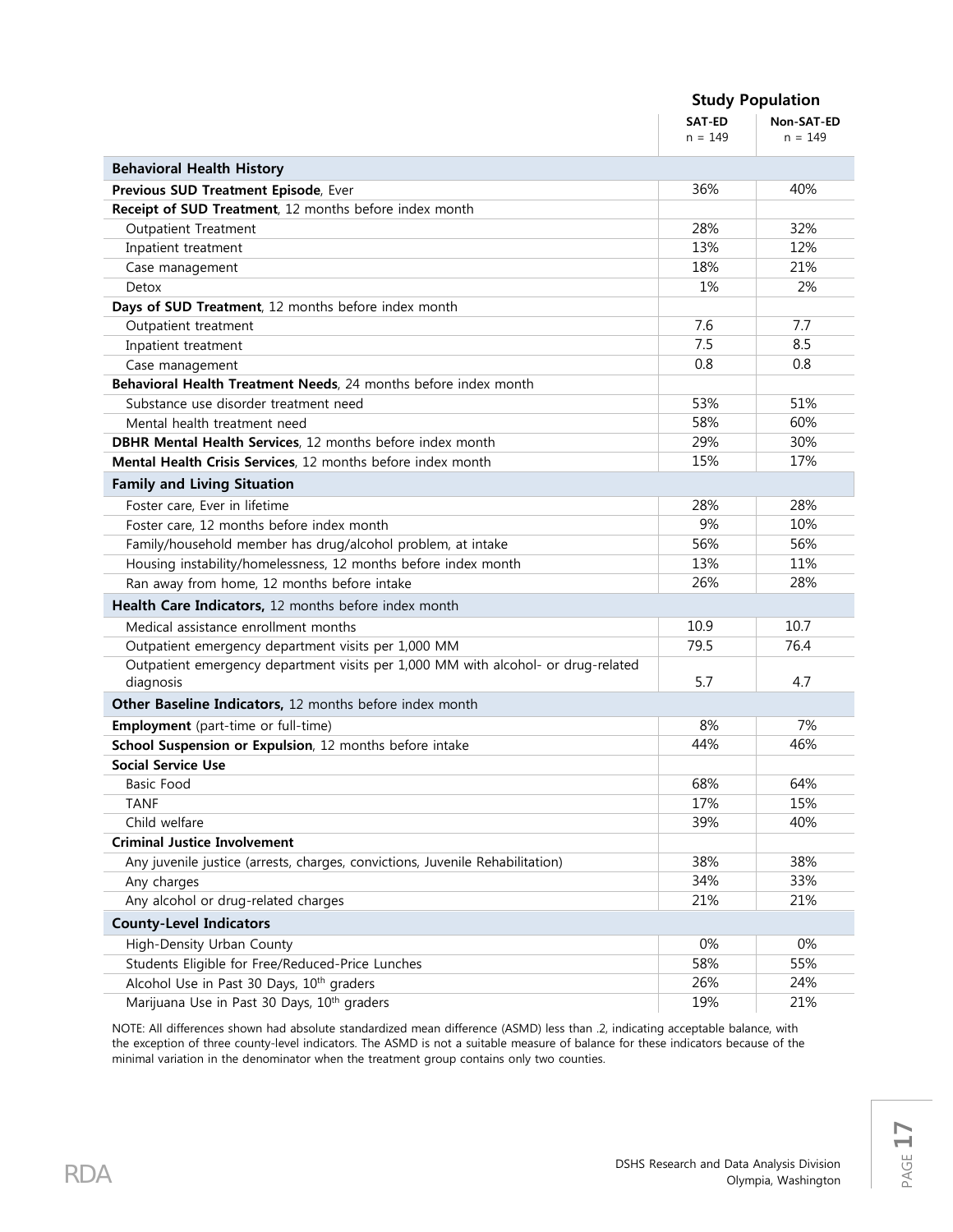| | Study Population | |
|---|---|---|
| | **SAT-ED** n = 149 | **Non-SAT-ED** n = 149 |
| **Behavioral Health History** | | |
| **Previous SUD Treatment Episode**, Ever | 36% | 40% |
| **Receipt of SUD Treatment**, 12 months before index month | | |
| Outpatient Treatment | 28% | 32% |
| Inpatient treatment | 13% | 12% |
| Case management | 18% | 21% |
| Detox | 1% | 2% |
| **Days of SUD Treatment**, 12 months before index month | | |
| Outpatient treatment | 7.6 | 7.7 |
| Inpatient treatment | 7.5 | 8.5 |
| Case management | 0.8 | 0.8 |
| **Behavioral Health Treatment Needs**, 24 months before index month | | |
| Substance use disorder treatment need | 53% | 51% |
| Mental health treatment need | 58% | 60% |
| **DBHR Mental Health Services**, 12 months before index month | 29% | 30% |
| **Mental Health Crisis Services**, 12 months before index month | 15% | 17% |
| **Family and Living Situation** | | |
| Foster care, Ever in lifetime | 28% | 28% |
| Foster care, 12 months before index month | 9% | 10% |
| Family/household member has drug/alcohol problem, at intake | 56% | 56% |
| Housing instability/homelessness, 12 months before index month | 13% | 11% |
| Ran away from home, 12 months before intake | 26% | 28% |
| **Health Care Indicators,** 12 months before index month | | |
| Medical assistance enrollment months | 10.9 | 10.7 |
| Outpatient emergency department visits per 1,000 MM | 79.5 | 76.4 |
| Outpatient emergency department visits per 1,000 MM with alcohol- or drug-related diagnosis | 5.7 | 4.7 |
| **Other Baseline Indicators,** 12 months before index month | | |
| **Employment** (part-time or full-time) | 8% | 7% |
| **School Suspension or Expulsion**, 12 months before intake | 44% | 46% |
| **Social Service Use** | | |
| Basic Food | 68% | 64% |
| TANF | 17% | 15% |
| Child welfare | 39% | 40% |
| **Criminal Justice Involvement** | | |
| Any juvenile justice (arrests, charges, convictions, Juvenile Rehabilitation) | 38% | 38% |
| Any charges | 34% | 33% |
| Any alcohol or drug-related charges | 21% | 21% |
| **County-Level Indicators** | | |
| High-Density Urban County | 0% | 0% |
| Students Eligible for Free/Reduced-Price Lunches | 58% | 55% |
| Alcohol Use in Past 30 Days, 10th graders | 26% | 24% |
| Marijuana Use in Past 30 Days, 10th graders | 19% | 21% |

NOTE: All differences shown had absolute standardized mean difference (ASMD) less than .2, indicating acceptable balance, with the exception of three county-level indicators. The ASMD is not a suitable measure of balance for these indicators because of the minimal variation in the denominator when the treatment group contains only two counties.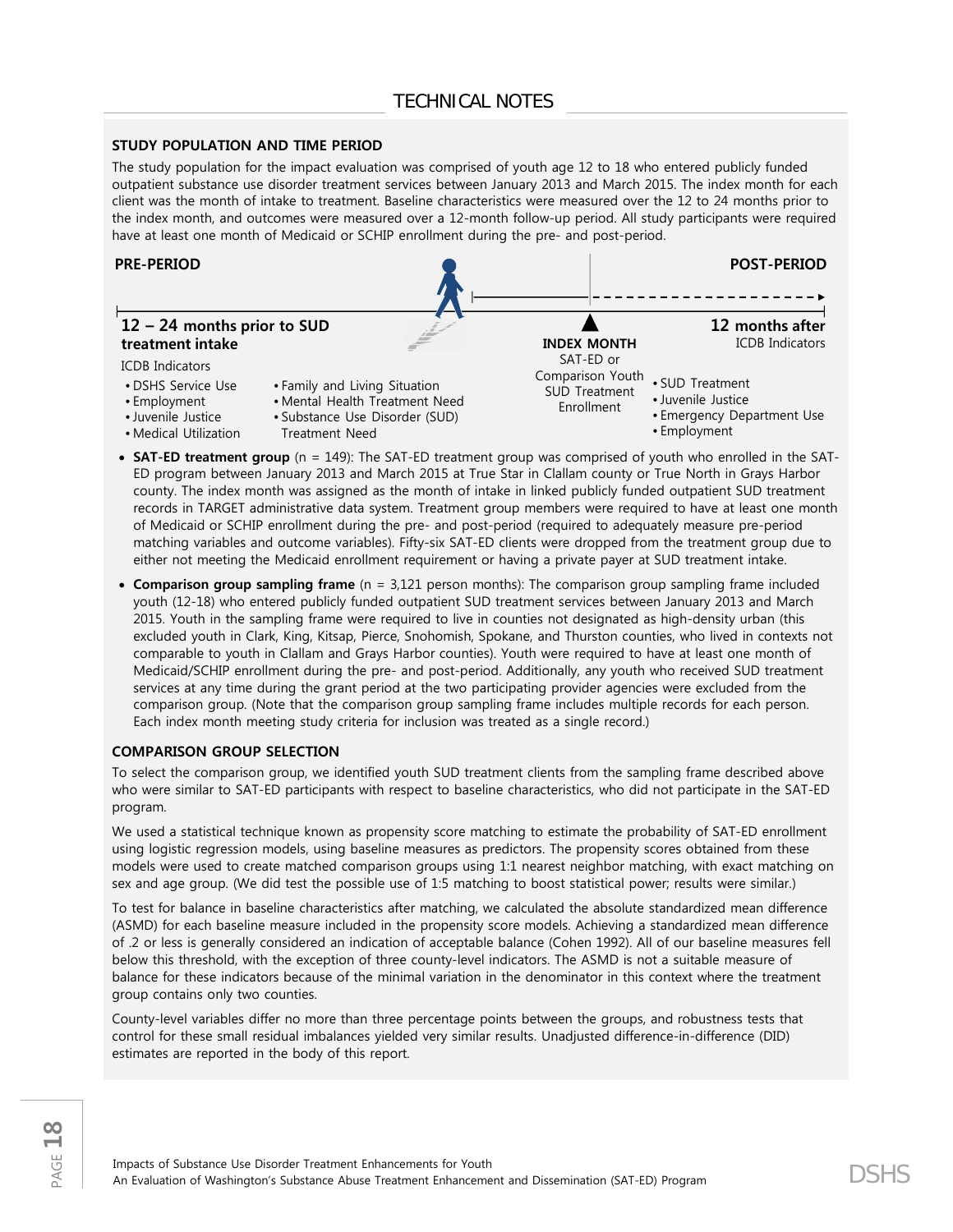# TECHNICAL NOTES

## STUDY POPULATION AND TIME PERIOD

The study population for the impact evaluation was comprised of youth age 12 to 18 who entered publicly funded outpatient substance use disorder treatment services between January 2013 and March 2015. The index month for each client was the month of intake to treatment. Baseline characteristics were measured over the 12 to 24 months prior to the index month, and outcomes were measured over a 12-month follow-up period. All study participants were required have at least one month of Medicaid or SCHIP enrollment during the pre- and post-period.

**PRE-PERIOD**

**12 – 24 months prior to SUD treatment intake**

ICDB Indicators

- DSHS Service Use
- Employment
- Juvenile Justice
- Medical Utilization
- Family and Living Situation
- Mental Health Treatment Need
- Substance Use Disorder (SUD) Treatment Need

**INDEX MONTH**

SAT-ED or Comparison Youth SUD Treatment Enrollment

**POST-PERIOD**

**12 months after**

ICDB Indicators

- SUD Treatment
- Juvenile Justice
- Emergency Department Use
- Employment

- **SAT-ED treatment group** (n = 149): The SAT-ED treatment group was comprised of youth who enrolled in the SAT-ED program between January 2013 and March 2015 at True Star in Clallam county or True North in Grays Harbor county. The index month was assigned as the month of intake in linked publicly funded outpatient SUD treatment records in TARGET administrative data system. Treatment group members were required to have at least one month of Medicaid or SCHIP enrollment during the pre- and post-period (required to adequately measure pre-period matching variables and outcome variables). Fifty-six SAT-ED clients were dropped from the treatment group due to either not meeting the Medicaid enrollment requirement or having a private payer at SUD treatment intake.
- **Comparison group sampling frame** (n = 3,121 person months): The comparison group sampling frame included youth (12-18) who entered publicly funded outpatient SUD treatment services between January 2013 and March 2015. Youth in the sampling frame were required to live in counties not designated as high-density urban (this excluded youth in Clark, King, Kitsap, Pierce, Snohomish, Spokane, and Thurston counties, who lived in contexts not comparable to youth in Clallam and Grays Harbor counties). Youth were required to have at least one month of Medicaid/SCHIP enrollment during the pre- and post-period. Additionally, any youth who received SUD treatment services at any time during the grant period at the two participating provider agencies were excluded from the comparison group. (Note that the comparison group sampling frame includes multiple records for each person. Each index month meeting study criteria for inclusion was treated as a single record.)

## COMPARISON GROUP SELECTION

To select the comparison group, we identified youth SUD treatment clients from the sampling frame described above who were similar to SAT-ED participants with respect to baseline characteristics, who did not participate in the SAT-ED program.

We used a statistical technique known as propensity score matching to estimate the probability of SAT-ED enrollment using logistic regression models, using baseline measures as predictors. The propensity scores obtained from these models were used to create matched comparison groups using 1:1 nearest neighbor matching, with exact matching on sex and age group. (We did test the possible use of 1:5 matching to boost statistical power; results were similar.)

To test for balance in baseline characteristics after matching, we calculated the absolute standardized mean difference (ASMD) for each baseline measure included in the propensity score models. Achieving a standardized mean difference of .2 or less is generally considered an indication of acceptable balance (Cohen 1992). All of our baseline measures fell below this threshold, with the exception of three county-level indicators. The ASMD is not a suitable measure of balance for these indicators because of the minimal variation in the denominator in this context where the treatment group contains only two counties.

County-level variables differ no more than three percentage points between the groups, and robustness tests that control for these small residual imbalances yielded very similar results. Unadjusted difference-in-difference (DID) estimates are reported in the body of this report.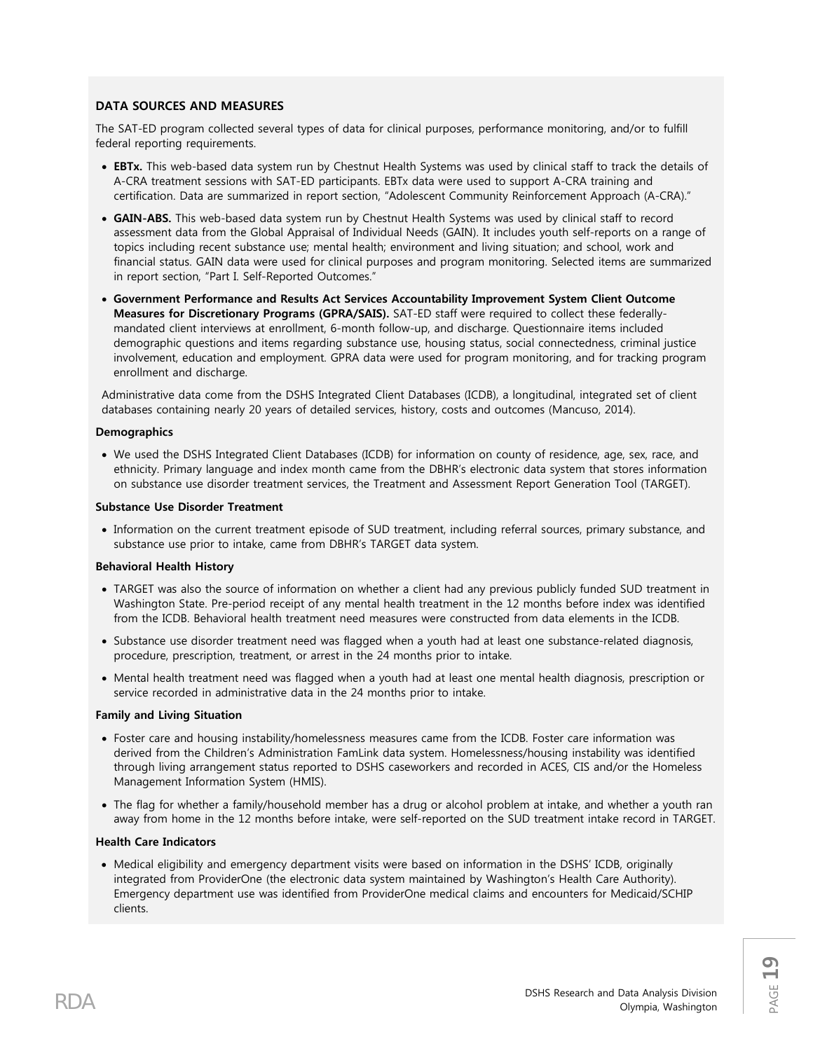**DATA SOURCES AND MEASURES**

The SAT-ED program collected several types of data for clinical purposes, performance monitoring, and/or to fulfill federal reporting requirements.

- **EBTx.** This web-based data system run by Chestnut Health Systems was used by clinical staff to track the details of A-CRA treatment sessions with SAT-ED participants. EBTx data were used to support A-CRA training and certification. Data are summarized in report section, "Adolescent Community Reinforcement Approach (A-CRA)."
- **GAIN-ABS.** This web-based data system run by Chestnut Health Systems was used by clinical staff to record assessment data from the Global Appraisal of Individual Needs (GAIN). It includes youth self-reports on a range of topics including recent substance use; mental health; environment and living situation; and school, work and financial status. GAIN data were used for clinical purposes and program monitoring. Selected items are summarized in report section, "Part I. Self-Reported Outcomes."
- **Government Performance and Results Act Services Accountability Improvement System Client Outcome Measures for Discretionary Programs (GPRA/SAIS).** SAT-ED staff were required to collect these federally-mandated client interviews at enrollment, 6-month follow-up, and discharge. Questionnaire items included demographic questions and items regarding substance use, housing status, social connectedness, criminal justice involvement, education and employment. GPRA data were used for program monitoring, and for tracking program enrollment and discharge.

Administrative data come from the DSHS Integrated Client Databases (ICDB), a longitudinal, integrated set of client databases containing nearly 20 years of detailed services, history, costs and outcomes (Mancuso, 2014).

**Demographics**

- We used the DSHS Integrated Client Databases (ICDB) for information on county of residence, age, sex, race, and ethnicity. Primary language and index month came from the DBHR's electronic data system that stores information on substance use disorder treatment services, the Treatment and Assessment Report Generation Tool (TARGET).

**Substance Use Disorder Treatment**

- Information on the current treatment episode of SUD treatment, including referral sources, primary substance, and substance use prior to intake, came from DBHR's TARGET data system.

**Behavioral Health History**

- TARGET was also the source of information on whether a client had any previous publicly funded SUD treatment in Washington State. Pre-period receipt of any mental health treatment in the 12 months before index was identified from the ICDB. Behavioral health treatment need measures were constructed from data elements in the ICDB.
- Substance use disorder treatment need was flagged when a youth had at least one substance-related diagnosis, procedure, prescription, treatment, or arrest in the 24 months prior to intake.
- Mental health treatment need was flagged when a youth had at least one mental health diagnosis, prescription or service recorded in administrative data in the 24 months prior to intake.

**Family and Living Situation**

- Foster care and housing instability/homelessness measures came from the ICDB. Foster care information was derived from the Children's Administration FamLink data system. Homelessness/housing instability was identified through living arrangement status reported to DSHS caseworkers and recorded in ACES, CIS and/or the Homeless Management Information System (HMIS).
- The flag for whether a family/household member has a drug or alcohol problem at intake, and whether a youth ran away from home in the 12 months before intake, were self-reported on the SUD treatment intake record in TARGET.

**Health Care Indicators**

- Medical eligibility and emergency department visits were based on information in the DSHS' ICDB, originally integrated from ProviderOne (the electronic data system maintained by Washington's Health Care Authority). Emergency department use was identified from ProviderOne medical claims and encounters for Medicaid/SCHIP clients.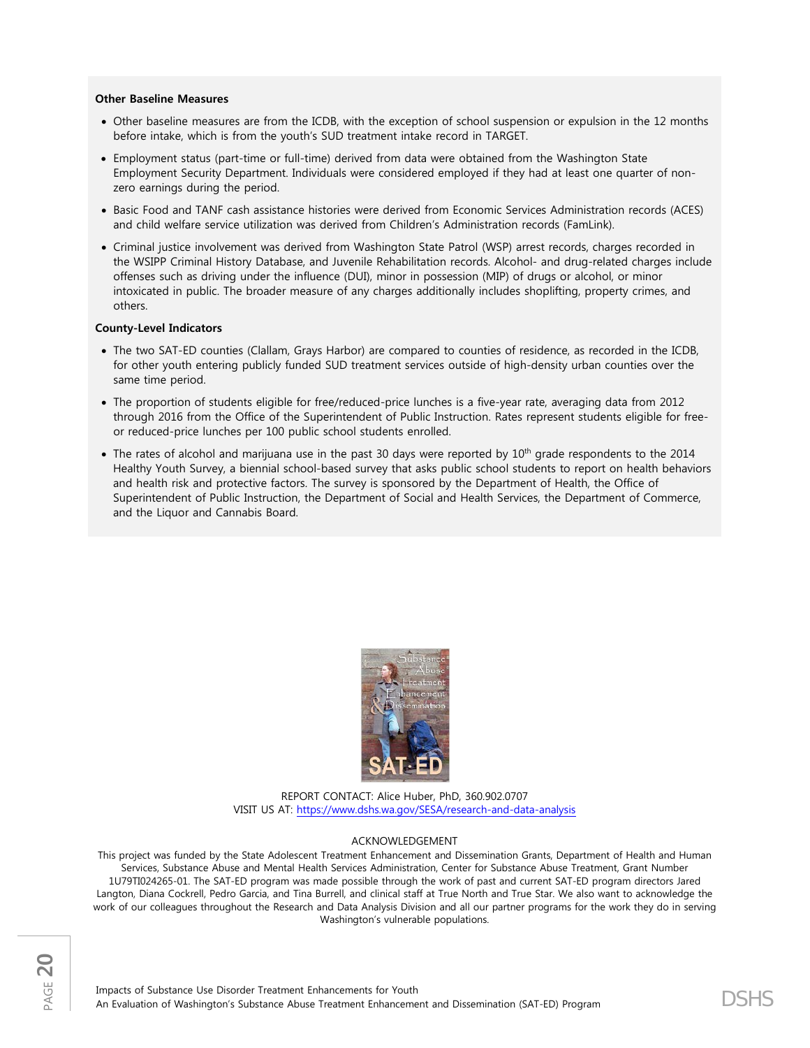**Other Baseline Measures**

- Other baseline measures are from the ICDB, with the exception of school suspension or expulsion in the 12 months before intake, which is from the youth's SUD treatment intake record in TARGET.
- Employment status (part-time or full-time) derived from data were obtained from the Washington State Employment Security Department. Individuals were considered employed if they had at least one quarter of non-zero earnings during the period.
- Basic Food and TANF cash assistance histories were derived from Economic Services Administration records (ACES) and child welfare service utilization was derived from Children's Administration records (FamLink).
- Criminal justice involvement was derived from Washington State Patrol (WSP) arrest records, charges recorded in the WSIPP Criminal History Database, and Juvenile Rehabilitation records. Alcohol- and drug-related charges include offenses such as driving under the influence (DUI), minor in possession (MIP) of drugs or alcohol, or minor intoxicated in public. The broader measure of any charges additionally includes shoplifting, property crimes, and others.

**County-Level Indicators**

- The two SAT-ED counties (Clallam, Grays Harbor) are compared to counties of residence, as recorded in the ICDB, for other youth entering publicly funded SUD treatment services outside of high-density urban counties over the same time period.
- The proportion of students eligible for free/reduced-price lunches is a five-year rate, averaging data from 2012 through 2016 from the Office of the Superintendent of Public Instruction. Rates represent students eligible for free- or reduced-price lunches per 100 public school students enrolled.
- The rates of alcohol and marijuana use in the past 30 days were reported by 10th grade respondents to the 2014 Healthy Youth Survey, a biennial school-based survey that asks public school students to report on health behaviors and health risk and protective factors. The survey is sponsored by the Department of Health, the Office of Superintendent of Public Instruction, the Department of Social and Health Services, the Department of Commerce, and the Liquor and Cannabis Board.

REPORT CONTACT: Alice Huber, PhD, 360.902.0707
VISIT US AT: https://www.dshs.wa.gov/SESA/research-and-data-analysis

ACKNOWLEDGEMENT

This project was funded by the State Adolescent Treatment Enhancement and Dissemination Grants, Department of Health and Human Services, Substance Abuse and Mental Health Services Administration, Center for Substance Abuse Treatment, Grant Number 1U79TI024265-01. The SAT-ED program was made possible through the work of past and current SAT-ED program directors Jared Langton, Diana Cockrell, Pedro Garcia, and Tina Burrell, and clinical staff at True North and True Star. We also want to acknowledge the work of our colleagues throughout the Research and Data Analysis Division and all our partner programs for the work they do in serving Washington's vulnerable populations.